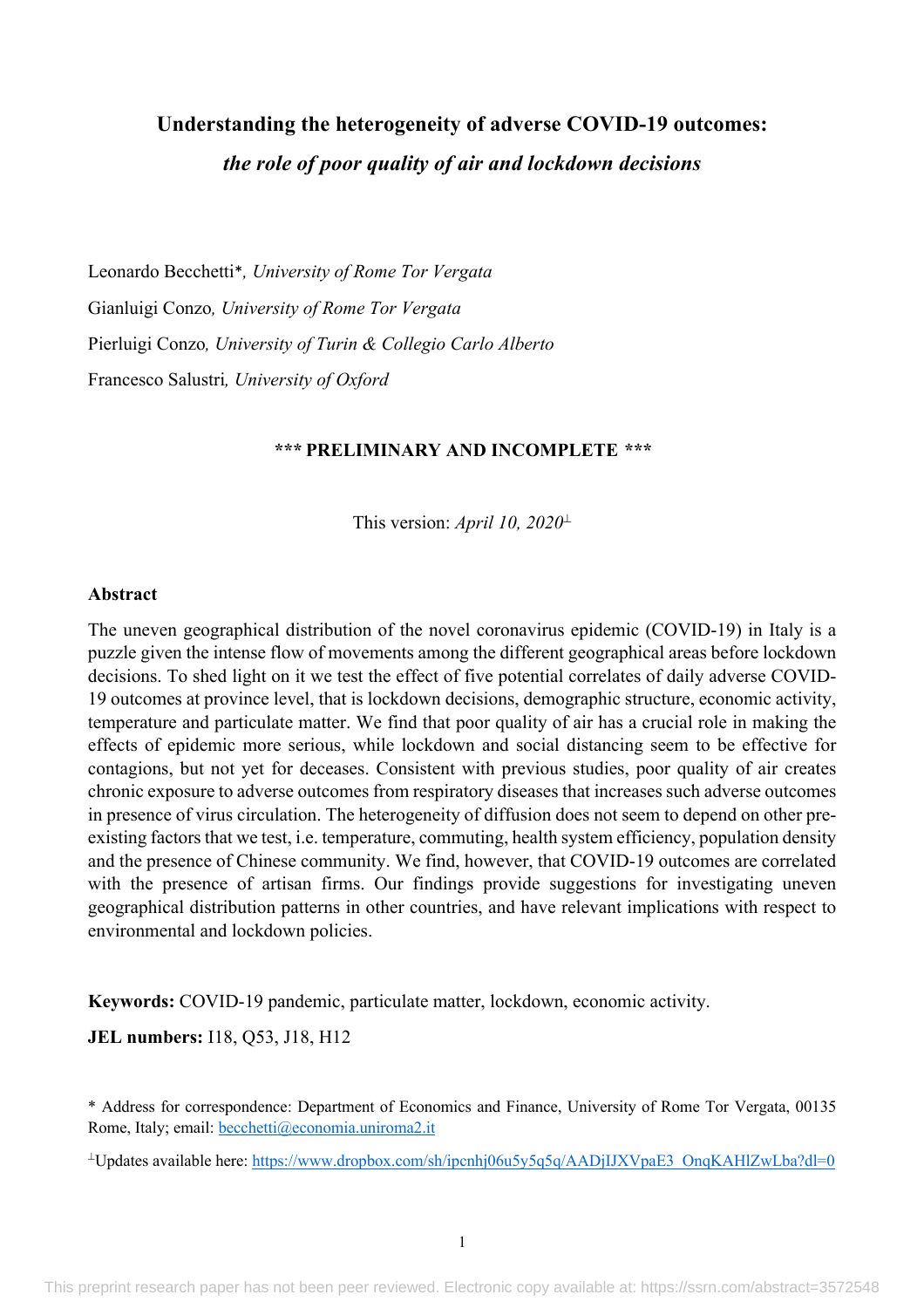# Understanding the heterogeneity of adverse COVID-19 outcomes:

## *the role of poor quality of air and lockdown decisions*

Leonardo Becchetti*, *University of Rome Tor Vergata*

Gianluigi Conzo, *University of Rome Tor Vergata*

Pierluigi Conzo, *University of Turin & Collegio Carlo Alberto*

Francesco Salustri, *University of Oxford*

**\*\*\* PRELIMINARY AND INCOMPLETE \*\*\***

This version: *April 10, 2020*[⊥]

### Abstract

The uneven geographical distribution of the novel coronavirus epidemic (COVID-19) in Italy is a puzzle given the intense flow of movements among the different geographical areas before lockdown decisions. To shed light on it we test the effect of five potential correlates of daily adverse COVID-19 outcomes at province level, that is lockdown decisions, demographic structure, economic activity, temperature and particulate matter. We find that poor quality of air has a crucial role in making the effects of epidemic more serious, while lockdown and social distancing seem to be effective for contagions, but not yet for deceases. Consistent with previous studies, poor quality of air creates chronic exposure to adverse outcomes from respiratory diseases that increases such adverse outcomes in presence of virus circulation. The heterogeneity of diffusion does not seem to depend on other pre-existing factors that we test, i.e. temperature, commuting, health system efficiency, population density and the presence of Chinese community. We find, however, that COVID-19 outcomes are correlated with the presence of artisan firms. Our findings provide suggestions for investigating uneven geographical distribution patterns in other countries, and have relevant implications with respect to environmental and lockdown policies.

**Keywords:** COVID-19 pandemic, particulate matter, lockdown, economic activity.

**JEL numbers:** I18, Q53, J18, H12

\* Address for correspondence: Department of Economics and Finance, University of Rome Tor Vergata, 00135 Rome, Italy; email: becchetti@economia.uniroma2.it

⊥Updates available here: https://www.dropbox.com/sh/ipcnhj06u5y5q5q/AADjIJXVpaE3_OnqKAHlZwLba?dl=0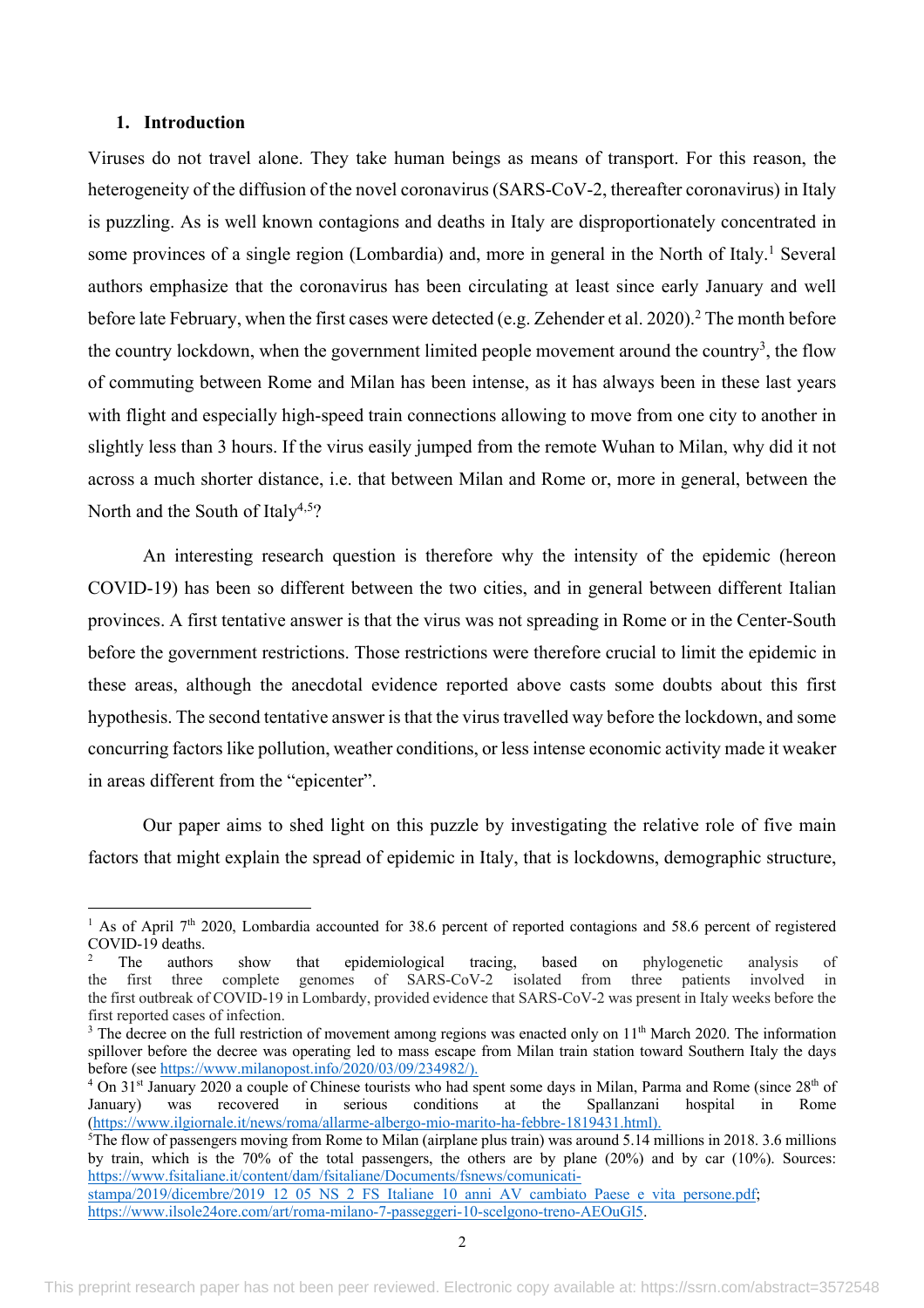## 1. Introduction

Viruses do not travel alone. They take human beings as means of transport. For this reason, the heterogeneity of the diffusion of the novel coronavirus (SARS-CoV-2, thereafter coronavirus) in Italy is puzzling. As is well known contagions and deaths in Italy are disproportionately concentrated in some provinces of a single region (Lombardia) and, more in general in the North of Italy.[1] Several authors emphasize that the coronavirus has been circulating at least since early January and well before late February, when the first cases were detected (e.g. Zehender et al. 2020).[2] The month before the country lockdown, when the government limited people movement around the country[3], the flow of commuting between Rome and Milan has been intense, as it has always been in these last years with flight and especially high-speed train connections allowing to move from one city to another in slightly less than 3 hours. If the virus easily jumped from the remote Wuhan to Milan, why did it not across a much shorter distance, i.e. that between Milan and Rome or, more in general, between the North and the South of Italy[4,5]?

An interesting research question is therefore why the intensity of the epidemic (hereon COVID-19) has been so different between the two cities, and in general between different Italian provinces. A first tentative answer is that the virus was not spreading in Rome or in the Center-South before the government restrictions. Those restrictions were therefore crucial to limit the epidemic in these areas, although the anecdotal evidence reported above casts some doubts about this first hypothesis. The second tentative answer is that the virus travelled way before the lockdown, and some concurring factors like pollution, weather conditions, or less intense economic activity made it weaker in areas different from the "epicenter".

Our paper aims to shed light on this puzzle by investigating the relative role of five main factors that might explain the spread of epidemic in Italy, that is lockdowns, demographic structure,

---

[1] As of April 7th 2020, Lombardia accounted for 38.6 percent of reported contagions and 58.6 percent of registered COVID-19 deaths.

[2] The authors show that epidemiological tracing, based on phylogenetic analysis of the first three complete genomes of SARS-CoV-2 isolated from three patients involved in the first outbreak of COVID-19 in Lombardy, provided evidence that SARS-CoV-2 was present in Italy weeks before the first reported cases of infection.

[3] The decree on the full restriction of movement among regions was enacted only on 11th March 2020. The information spillover before the decree was operating led to mass escape from Milan train station toward Southern Italy the days before (see https://www.milanopost.info/2020/03/09/234982/).

[4] On 31st January 2020 a couple of Chinese tourists who had spent some days in Milan, Parma and Rome (since 28th of January) was recovered in serious conditions at the Spallanzani hospital in Rome (https://www.ilgiornale.it/news/roma/allarme-albergo-mio-marito-ha-febbre-1819431.html).

[5] The flow of passengers moving from Rome to Milan (airplane plus train) was around 5.14 millions in 2018. 3.6 millions by train, which is the 70% of the total passengers, the others are by plane (20%) and by car (10%). Sources: https://www.fsitaliane.it/content/dam/fsitaliane/Documents/fsnews/comunicati-stampa/2019/dicembre/2019_12_05_NS_2_FS_Italiane_10_anni_AV_cambiato_Paese_e_vita_persone.pdf; https://www.ilsole24ore.com/art/roma-milano-7-passeggeri-10-scelgono-treno-AEOuGl5.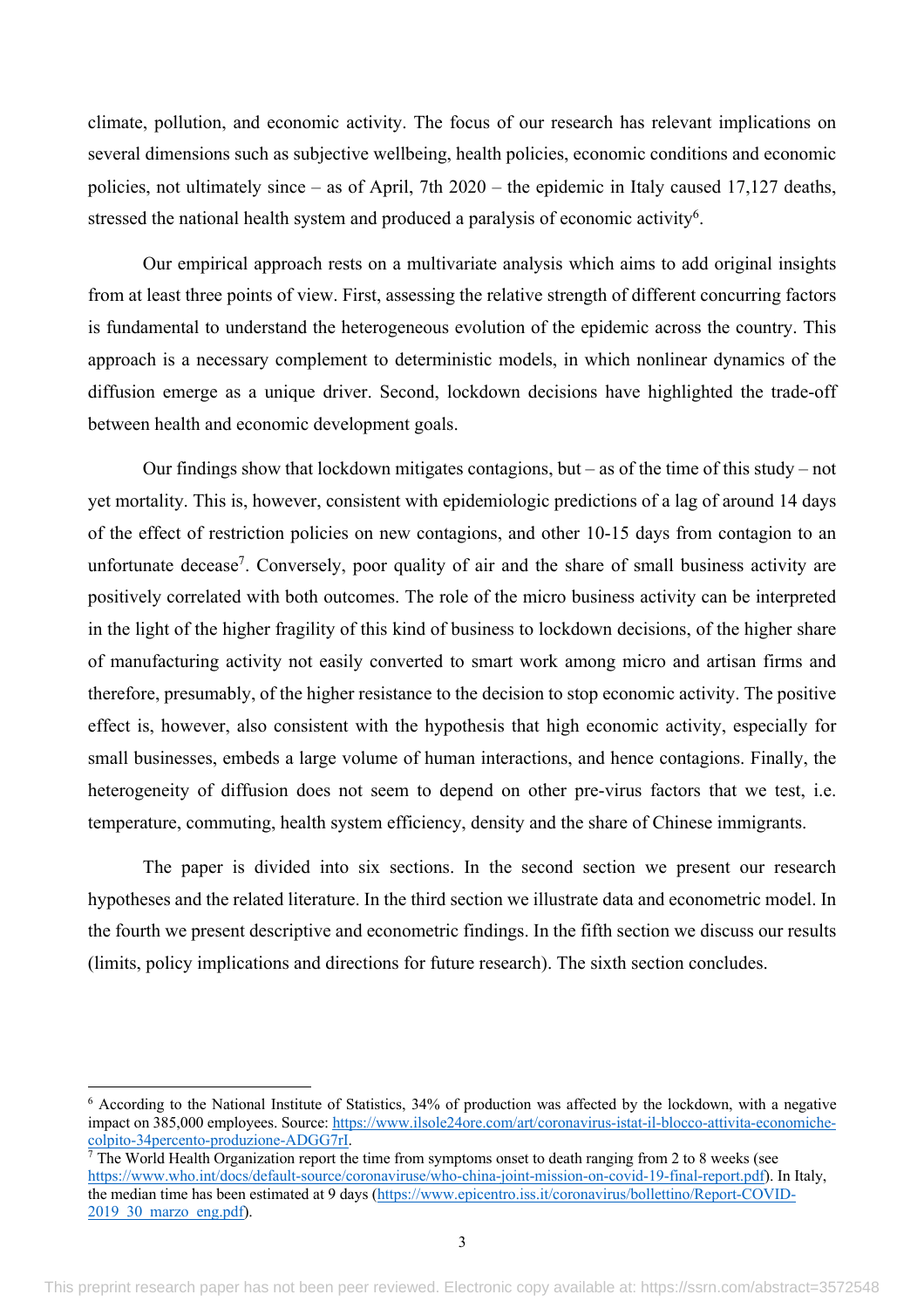climate, pollution, and economic activity. The focus of our research has relevant implications on several dimensions such as subjective wellbeing, health policies, economic conditions and economic policies, not ultimately since – as of April, 7th 2020 – the epidemic in Italy caused 17,127 deaths, stressed the national health system and produced a paralysis of economic activity[6].

Our empirical approach rests on a multivariate analysis which aims to add original insights from at least three points of view. First, assessing the relative strength of different concurring factors is fundamental to understand the heterogeneous evolution of the epidemic across the country. This approach is a necessary complement to deterministic models, in which nonlinear dynamics of the diffusion emerge as a unique driver. Second, lockdown decisions have highlighted the trade-off between health and economic development goals.

Our findings show that lockdown mitigates contagions, but – as of the time of this study – not yet mortality. This is, however, consistent with epidemiologic predictions of a lag of around 14 days of the effect of restriction policies on new contagions, and other 10-15 days from contagion to an unfortunate decease[7]. Conversely, poor quality of air and the share of small business activity are positively correlated with both outcomes. The role of the micro business activity can be interpreted in the light of the higher fragility of this kind of business to lockdown decisions, of the higher share of manufacturing activity not easily converted to smart work among micro and artisan firms and therefore, presumably, of the higher resistance to the decision to stop economic activity. The positive effect is, however, also consistent with the hypothesis that high economic activity, especially for small businesses, embeds a large volume of human interactions, and hence contagions. Finally, the heterogeneity of diffusion does not seem to depend on other pre-virus factors that we test, i.e. temperature, commuting, health system efficiency, density and the share of Chinese immigrants.

The paper is divided into six sections. In the second section we present our research hypotheses and the related literature. In the third section we illustrate data and econometric model. In the fourth we present descriptive and econometric findings. In the fifth section we discuss our results (limits, policy implications and directions for future research). The sixth section concludes.

---

[6] According to the National Institute of Statistics, 34% of production was affected by the lockdown, with a negative impact on 385,000 employees. Source: https://www.ilsole24ore.com/art/coronavirus-istat-il-blocco-attivita-economiche-colpito-34percento-produzione-ADGG7rI.

[7] The World Health Organization report the time from symptoms onset to death ranging from 2 to 8 weeks (see https://www.who.int/docs/default-source/coronaviruse/who-china-joint-mission-on-covid-19-final-report.pdf). In Italy, the median time has been estimated at 9 days (https://www.epicentro.iss.it/coronavirus/bollettino/Report-COVID-2019_30_marzo_eng.pdf).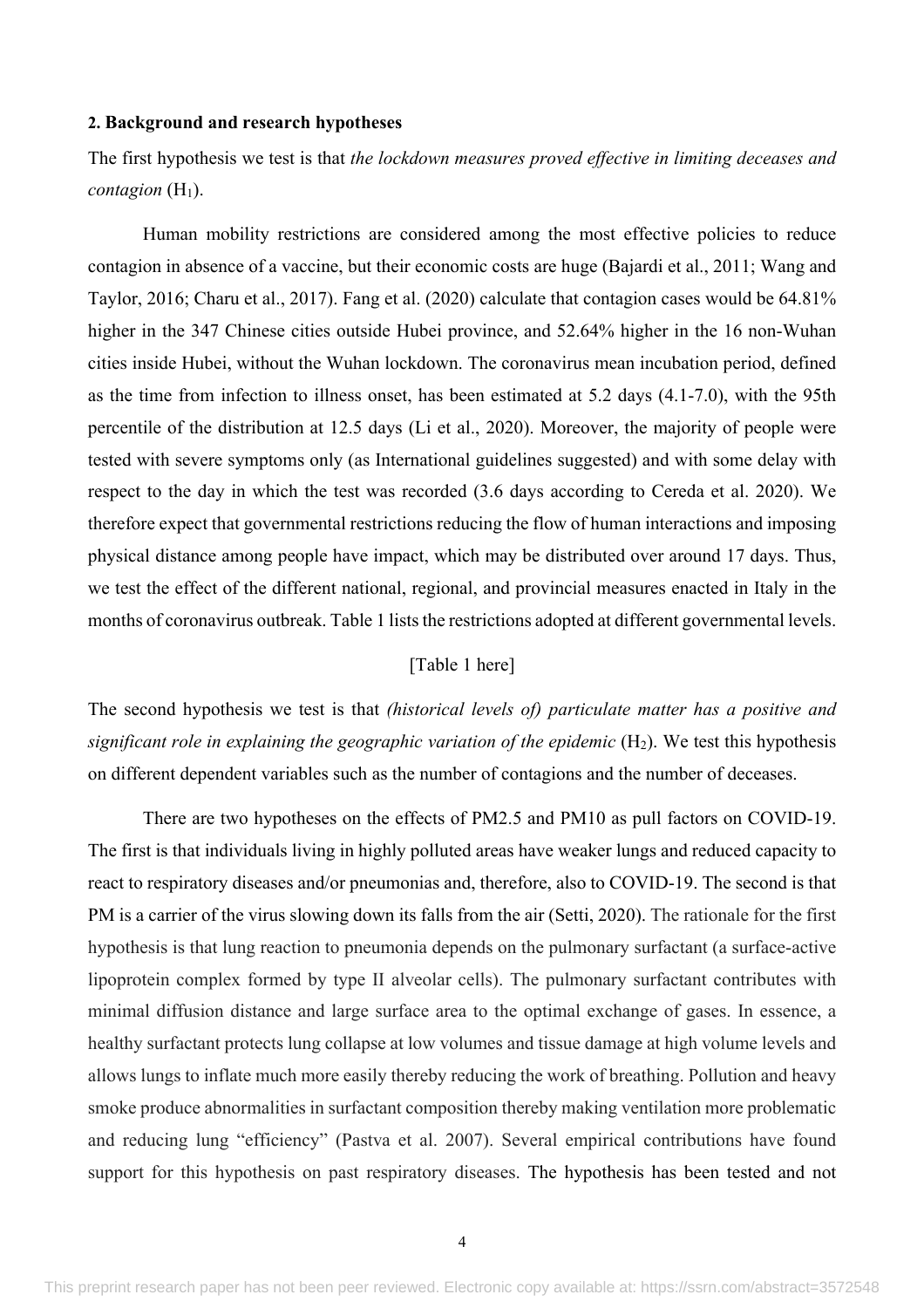## 2. Background and research hypotheses

The first hypothesis we test is that *the lockdown measures proved effective in limiting deceases and contagion* ($H_1$).

Human mobility restrictions are considered among the most effective policies to reduce contagion in absence of a vaccine, but their economic costs are huge (Bajardi et al., 2011; Wang and Taylor, 2016; Charu et al., 2017). Fang et al. (2020) calculate that contagion cases would be 64.81% higher in the 347 Chinese cities outside Hubei province, and 52.64% higher in the 16 non-Wuhan cities inside Hubei, without the Wuhan lockdown. The coronavirus mean incubation period, defined as the time from infection to illness onset, has been estimated at 5.2 days (4.1-7.0), with the 95th percentile of the distribution at 12.5 days (Li et al., 2020). Moreover, the majority of people were tested with severe symptoms only (as International guidelines suggested) and with some delay with respect to the day in which the test was recorded (3.6 days according to Cereda et al. 2020). We therefore expect that governmental restrictions reducing the flow of human interactions and imposing physical distance among people have impact, which may be distributed over around 17 days. Thus, we test the effect of the different national, regional, and provincial measures enacted in Italy in the months of coronavirus outbreak. Table 1 lists the restrictions adopted at different governmental levels.

[Table 1 here]

The second hypothesis we test is that *(historical levels of) particulate matter has a positive and significant role in explaining the geographic variation of the epidemic* ($H_2$). We test this hypothesis on different dependent variables such as the number of contagions and the number of deceases.

There are two hypotheses on the effects of PM2.5 and PM10 as pull factors on COVID-19. The first is that individuals living in highly polluted areas have weaker lungs and reduced capacity to react to respiratory diseases and/or pneumonias and, therefore, also to COVID-19. The second is that PM is a carrier of the virus slowing down its falls from the air (Setti, 2020). The rationale for the first hypothesis is that lung reaction to pneumonia depends on the pulmonary surfactant (a surface-active lipoprotein complex formed by type II alveolar cells). The pulmonary surfactant contributes with minimal diffusion distance and large surface area to the optimal exchange of gases. In essence, a healthy surfactant protects lung collapse at low volumes and tissue damage at high volume levels and allows lungs to inflate much more easily thereby reducing the work of breathing. Pollution and heavy smoke produce abnormalities in surfactant composition thereby making ventilation more problematic and reducing lung "efficiency" (Pastva et al. 2007). Several empirical contributions have found support for this hypothesis on past respiratory diseases. The hypothesis has been tested and not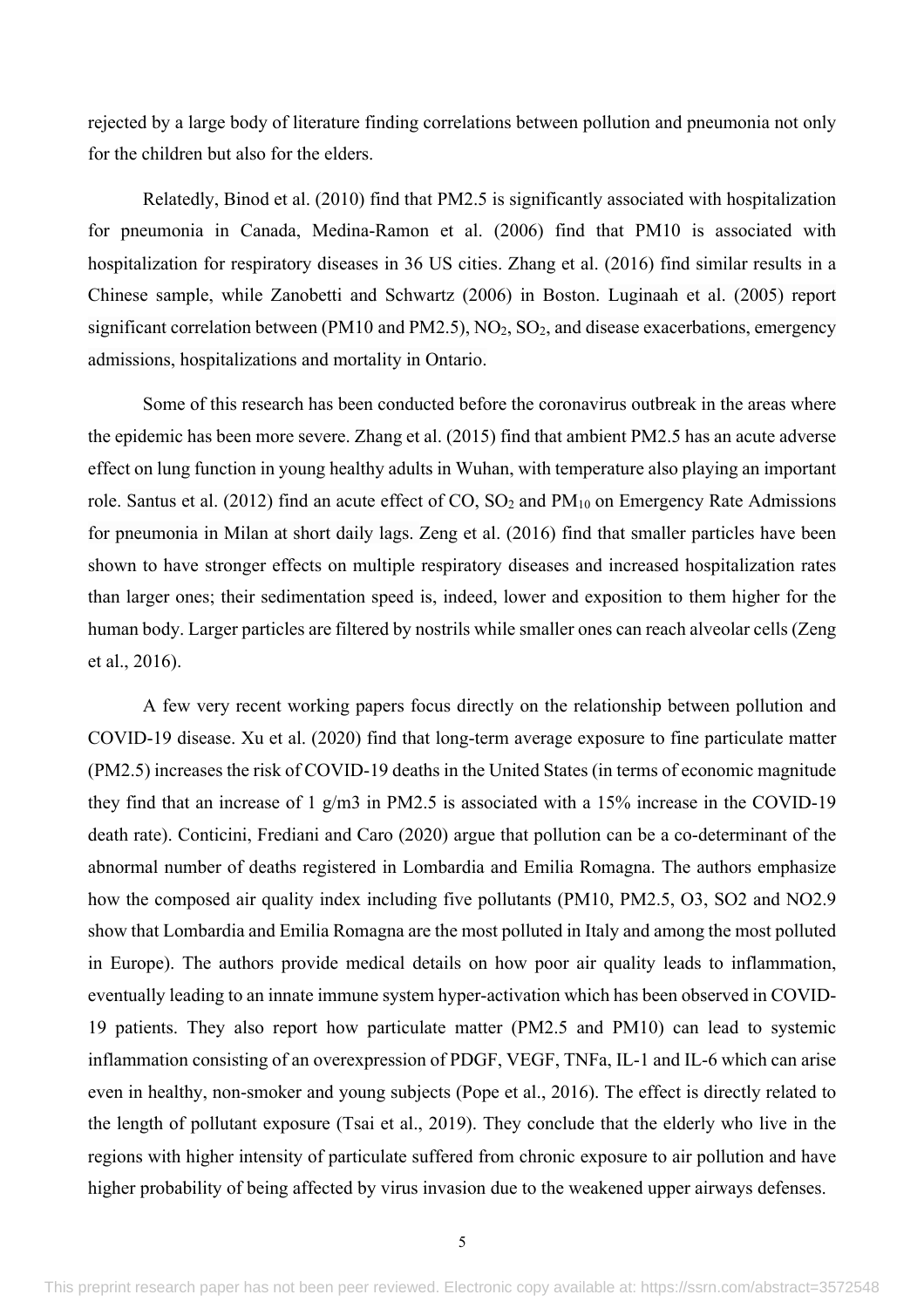rejected by a large body of literature finding correlations between pollution and pneumonia not only for the children but also for the elders.

Relatedly, Binod et al. (2010) find that PM2.5 is significantly associated with hospitalization for pneumonia in Canada, Medina-Ramon et al. (2006) find that PM10 is associated with hospitalization for respiratory diseases in 36 US cities. Zhang et al. (2016) find similar results in a Chinese sample, while Zanobetti and Schwartz (2006) in Boston. Luginaah et al. (2005) report significant correlation between (PM10 and PM2.5), $NO_2$, $SO_2$, and disease exacerbations, emergency admissions, hospitalizations and mortality in Ontario.

Some of this research has been conducted before the coronavirus outbreak in the areas where the epidemic has been more severe. Zhang et al. (2015) find that ambient PM2.5 has an acute adverse effect on lung function in young healthy adults in Wuhan, with temperature also playing an important role. Santus et al. (2012) find an acute effect of CO, $SO_2$ and $PM_{10}$ on Emergency Rate Admissions for pneumonia in Milan at short daily lags. Zeng et al. (2016) find that smaller particles have been shown to have stronger effects on multiple respiratory diseases and increased hospitalization rates than larger ones; their sedimentation speed is, indeed, lower and exposition to them higher for the human body. Larger particles are filtered by nostrils while smaller ones can reach alveolar cells (Zeng et al., 2016).

A few very recent working papers focus directly on the relationship between pollution and COVID-19 disease. Xu et al. (2020) find that long-term average exposure to fine particulate matter (PM2.5) increases the risk of COVID-19 deaths in the United States (in terms of economic magnitude they find that an increase of 1 g/m3 in PM2.5 is associated with a 15% increase in the COVID-19 death rate). Conticini, Frediani and Caro (2020) argue that pollution can be a co-determinant of the abnormal number of deaths registered in Lombardia and Emilia Romagna. The authors emphasize how the composed air quality index including five pollutants (PM10, PM2.5, O3, SO2 and NO2.9 show that Lombardia and Emilia Romagna are the most polluted in Italy and among the most polluted in Europe). The authors provide medical details on how poor air quality leads to inflammation, eventually leading to an innate immune system hyper-activation which has been observed in COVID-19 patients. They also report how particulate matter (PM2.5 and PM10) can lead to systemic inflammation consisting of an overexpression of PDGF, VEGF, TNFa, IL-1 and IL-6 which can arise even in healthy, non-smoker and young subjects (Pope et al., 2016). The effect is directly related to the length of pollutant exposure (Tsai et al., 2019). They conclude that the elderly who live in the regions with higher intensity of particulate suffered from chronic exposure to air pollution and have higher probability of being affected by virus invasion due to the weakened upper airways defenses.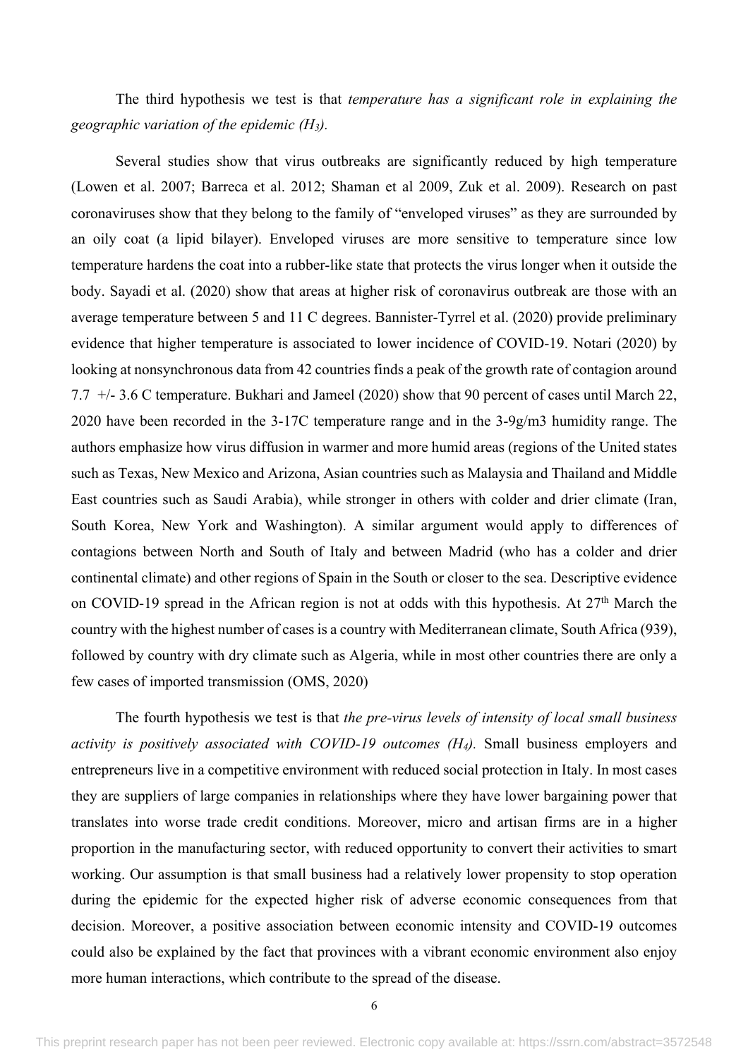The third hypothesis we test is that *temperature has a significant role in explaining the geographic variation of the epidemic ($H_3$).*

Several studies show that virus outbreaks are significantly reduced by high temperature (Lowen et al. 2007; Barreca et al. 2012; Shaman et al 2009, Zuk et al. 2009). Research on past coronaviruses show that they belong to the family of "enveloped viruses" as they are surrounded by an oily coat (a lipid bilayer). Enveloped viruses are more sensitive to temperature since low temperature hardens the coat into a rubber-like state that protects the virus longer when it outside the body. Sayadi et al. (2020) show that areas at higher risk of coronavirus outbreak are those with an average temperature between 5 and 11 C degrees. Bannister-Tyrrel et al. (2020) provide preliminary evidence that higher temperature is associated to lower incidence of COVID-19. Notari (2020) by looking at nonsynchronous data from 42 countries finds a peak of the growth rate of contagion around 7.7 +/- 3.6 C temperature. Bukhari and Jameel (2020) show that 90 percent of cases until March 22, 2020 have been recorded in the 3-17C temperature range and in the 3-9g/m3 humidity range. The authors emphasize how virus diffusion in warmer and more humid areas (regions of the United states such as Texas, New Mexico and Arizona, Asian countries such as Malaysia and Thailand and Middle East countries such as Saudi Arabia), while stronger in others with colder and drier climate (Iran, South Korea, New York and Washington). A similar argument would apply to differences of contagions between North and South of Italy and between Madrid (who has a colder and drier continental climate) and other regions of Spain in the South or closer to the sea. Descriptive evidence on COVID-19 spread in the African region is not at odds with this hypothesis. At 27th March the country with the highest number of cases is a country with Mediterranean climate, South Africa (939), followed by country with dry climate such as Algeria, while in most other countries there are only a few cases of imported transmission (OMS, 2020)

The fourth hypothesis we test is that *the pre-virus levels of intensity of local small business activity is positively associated with COVID-19 outcomes ($H_4$).* Small business employers and entrepreneurs live in a competitive environment with reduced social protection in Italy. In most cases they are suppliers of large companies in relationships where they have lower bargaining power that translates into worse trade credit conditions. Moreover, micro and artisan firms are in a higher proportion in the manufacturing sector, with reduced opportunity to convert their activities to smart working. Our assumption is that small business had a relatively lower propensity to stop operation during the epidemic for the expected higher risk of adverse economic consequences from that decision. Moreover, a positive association between economic intensity and COVID-19 outcomes could also be explained by the fact that provinces with a vibrant economic environment also enjoy more human interactions, which contribute to the spread of the disease.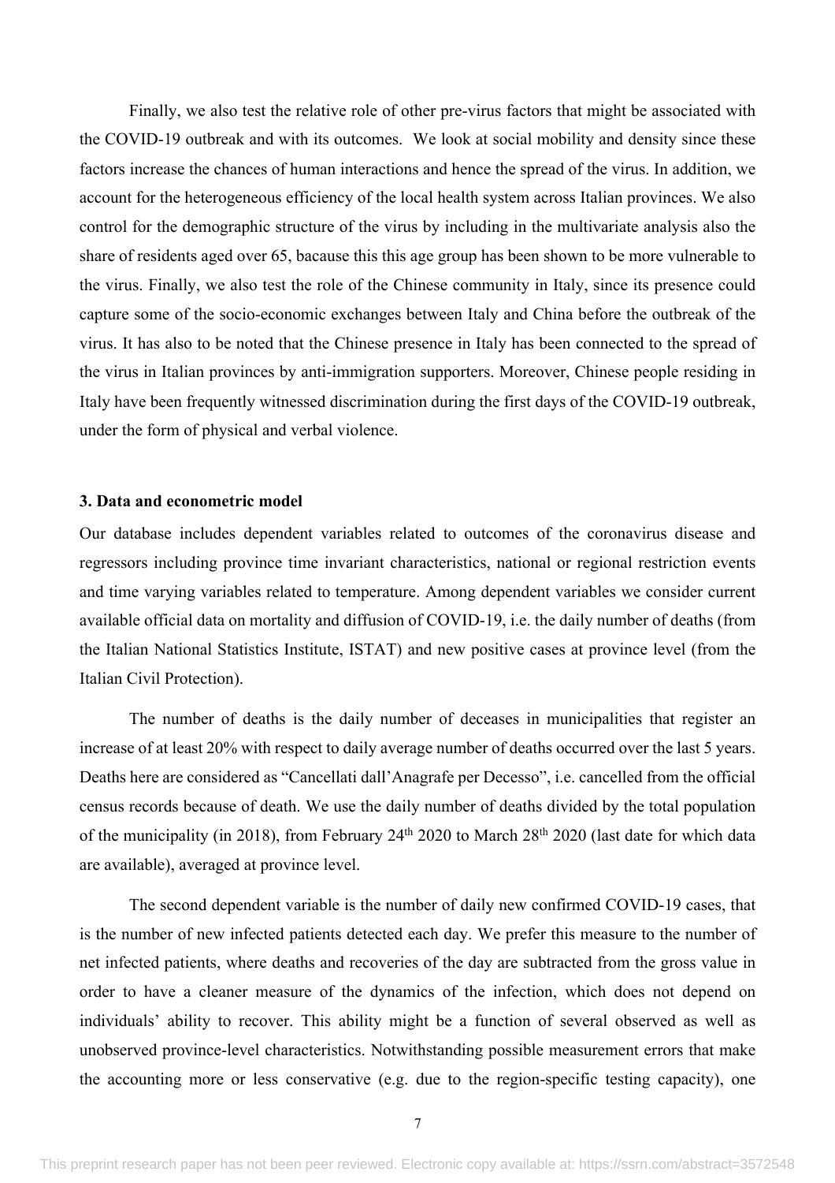Finally, we also test the relative role of other pre-virus factors that might be associated with the COVID-19 outbreak and with its outcomes. We look at social mobility and density since these factors increase the chances of human interactions and hence the spread of the virus. In addition, we account for the heterogeneous efficiency of the local health system across Italian provinces. We also control for the demographic structure of the virus by including in the multivariate analysis also the share of residents aged over 65, bacause this this age group has been shown to be more vulnerable to the virus. Finally, we also test the role of the Chinese community in Italy, since its presence could capture some of the socio-economic exchanges between Italy and China before the outbreak of the virus. It has also to be noted that the Chinese presence in Italy has been connected to the spread of the virus in Italian provinces by anti-immigration supporters. Moreover, Chinese people residing in Italy have been frequently witnessed discrimination during the first days of the COVID-19 outbreak, under the form of physical and verbal violence.

### 3. Data and econometric model

Our database includes dependent variables related to outcomes of the coronavirus disease and regressors including province time invariant characteristics, national or regional restriction events and time varying variables related to temperature. Among dependent variables we consider current available official data on mortality and diffusion of COVID-19, i.e. the daily number of deaths (from the Italian National Statistics Institute, ISTAT) and new positive cases at province level (from the Italian Civil Protection).

The number of deaths is the daily number of deceases in municipalities that register an increase of at least 20% with respect to daily average number of deaths occurred over the last 5 years. Deaths here are considered as "Cancellati dall'Anagrafe per Decesso", i.e. cancelled from the official census records because of death. We use the daily number of deaths divided by the total population of the municipality (in 2018), from February 24th 2020 to March 28th 2020 (last date for which data are available), averaged at province level.

The second dependent variable is the number of daily new confirmed COVID-19 cases, that is the number of new infected patients detected each day. We prefer this measure to the number of net infected patients, where deaths and recoveries of the day are subtracted from the gross value in order to have a cleaner measure of the dynamics of the infection, which does not depend on individuals' ability to recover. This ability might be a function of several observed as well as unobserved province-level characteristics. Notwithstanding possible measurement errors that make the accounting more or less conservative (e.g. due to the region-specific testing capacity), one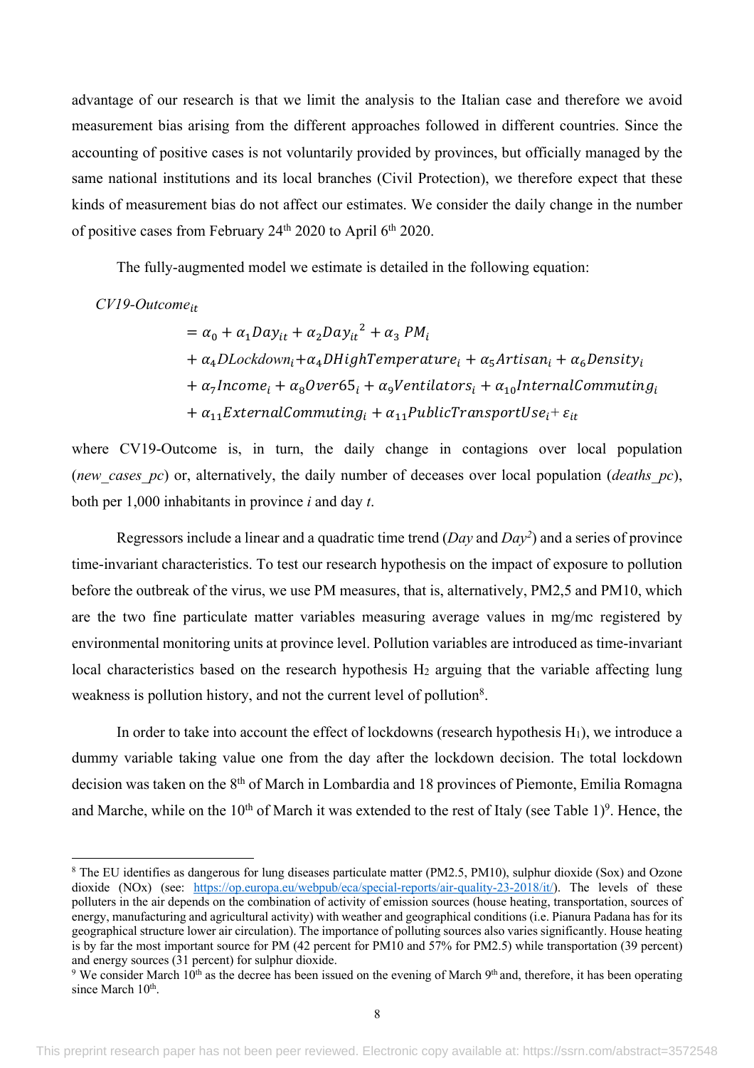advantage of our research is that we limit the analysis to the Italian case and therefore we avoid measurement bias arising from the different approaches followed in different countries. Since the accounting of positive cases is not voluntarily provided by provinces, but officially managed by the same national institutions and its local branches (Civil Protection), we therefore expect that these kinds of measurement bias do not affect our estimates. We consider the daily change in the number of positive cases from February 24th 2020 to April 6th 2020.

The fully-augmented model we estimate is detailed in the following equation:

$$
\begin{aligned}
CV19\text{-}Outcome_{it} &= \alpha_0 + \alpha_1 Day_{it} + \alpha_2 Day_{it}^{\ 2} + \alpha_3\ PM_i \\
&+ \alpha_4 DLockdown_i + \alpha_4 DHighTemperature_i + \alpha_5 Artisan_i + \alpha_6 Density_i \\
&+ \alpha_7 Income_i + \alpha_8 Over65_i + \alpha_9 Ventilators_i + \alpha_{10} InternalCommuting_i \\
&+ \alpha_{11} ExternalCommuting_i + \alpha_{11} PublicTransportUse_i + \varepsilon_{it}
\end{aligned}
$$

where CV19-Outcome is, in turn, the daily change in contagions over local population (*new_cases_pc*) or, alternatively, the daily number of deceases over local population (*deaths_pc*), both per 1,000 inhabitants in province *i* and day *t*.

Regressors include a linear and a quadratic time trend (*Day* and *Day²*) and a series of province time-invariant characteristics. To test our research hypothesis on the impact of exposure to pollution before the outbreak of the virus, we use PM measures, that is, alternatively, PM2,5 and PM10, which are the two fine particulate matter variables measuring average values in mg/mc registered by environmental monitoring units at province level. Pollution variables are introduced as time-invariant local characteristics based on the research hypothesis $H_2$ arguing that the variable affecting lung weakness is pollution history, and not the current level of pollution[8].

In order to take into account the effect of lockdowns (research hypothesis $H_1$), we introduce a dummy variable taking value one from the day after the lockdown decision. The total lockdown decision was taken on the 8th of March in Lombardia and 18 provinces of Piemonte, Emilia Romagna and Marche, while on the 10th of March it was extended to the rest of Italy (see Table 1)[9]. Hence, the

---

[8] The EU identifies as dangerous for lung diseases particulate matter (PM2.5, PM10), sulphur dioxide (Sox) and Ozone dioxide (NOx) (see: https://op.europa.eu/webpub/eca/special-reports/air-quality-23-2018/it/). The levels of these polluters in the air depends on the combination of activity of emission sources (house heating, transportation, sources of energy, manufacturing and agricultural activity) with weather and geographical conditions (i.e. Pianura Padana has for its geographical structure lower air circulation). The importance of polluting sources also varies significantly. House heating is by far the most important source for PM (42 percent for PM10 and 57% for PM2.5) while transportation (39 percent) and energy sources (31 percent) for sulphur dioxide.

[9] We consider March 10th as the decree has been issued on the evening of March 9th and, therefore, it has been operating since March 10th.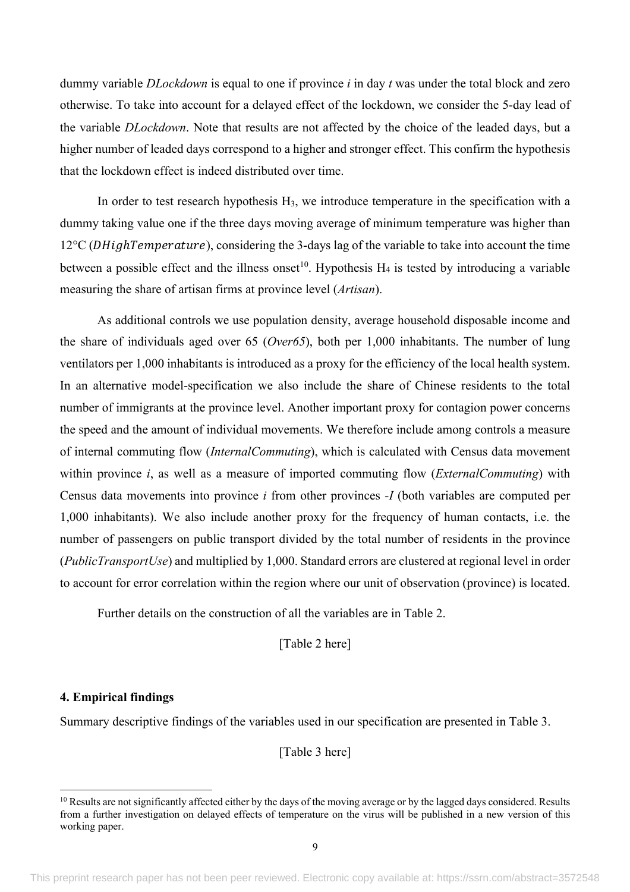dummy variable *DLockdown* is equal to one if province *i* in day *t* was under the total block and zero otherwise. To take into account for a delayed effect of the lockdown, we consider the 5-day lead of the variable *DLockdown*. Note that results are not affected by the choice of the leaded days, but a higher number of leaded days correspond to a higher and stronger effect. This confirm the hypothesis that the lockdown effect is indeed distributed over time.

In order to test research hypothesis $H_3$, we introduce temperature in the specification with a dummy taking value one if the three days moving average of minimum temperature was higher than 12°C ($DHighTemperature$), considering the 3-days lag of the variable to take into account the time between a possible effect and the illness onset[10]. Hypothesis $H_4$ is tested by introducing a variable measuring the share of artisan firms at province level (*Artisan*).

As additional controls we use population density, average household disposable income and the share of individuals aged over 65 (*Over65*), both per 1,000 inhabitants. The number of lung ventilators per 1,000 inhabitants is introduced as a proxy for the efficiency of the local health system. In an alternative model-specification we also include the share of Chinese residents to the total number of immigrants at the province level. Another important proxy for contagion power concerns the speed and the amount of individual movements. We therefore include among controls a measure of internal commuting flow (*InternalCommuting*), which is calculated with Census data movement within province *i*, as well as a measure of imported commuting flow (*ExternalCommuting*) with Census data movements into province *i* from other provinces *-I* (both variables are computed per 1,000 inhabitants). We also include another proxy for the frequency of human contacts, i.e. the number of passengers on public transport divided by the total number of residents in the province (*PublicTransportUse*) and multiplied by 1,000. Standard errors are clustered at regional level in order to account for error correlation within the region where our unit of observation (province) is located.

Further details on the construction of all the variables are in Table 2.

[Table 2 here]

## 4. Empirical findings

Summary descriptive findings of the variables used in our specification are presented in Table 3.

[Table 3 here]

[10] Results are not significantly affected either by the days of the moving average or by the lagged days considered. Results from a further investigation on delayed effects of temperature on the virus will be published in a new version of this working paper.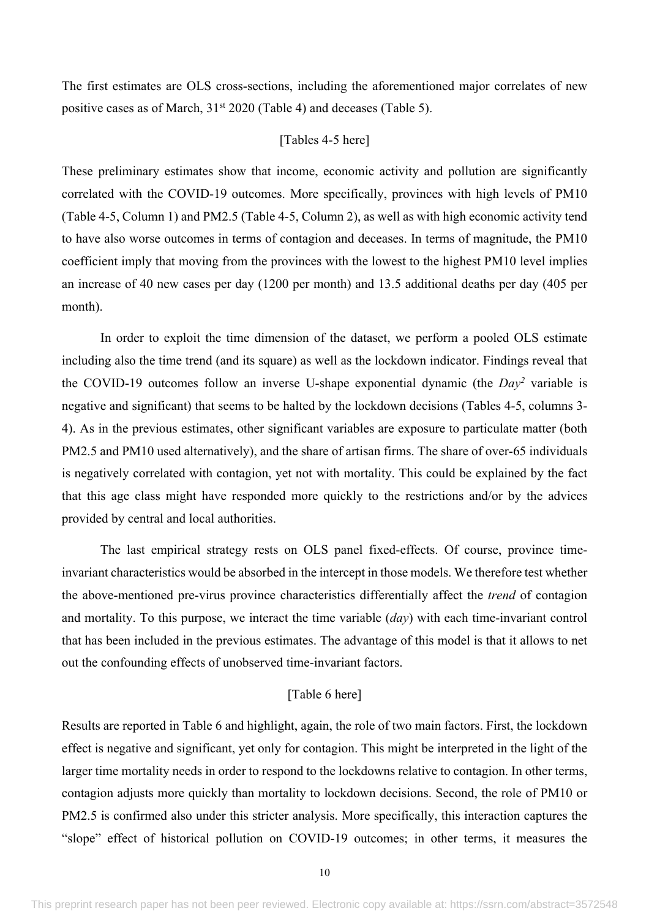The first estimates are OLS cross-sections, including the aforementioned major correlates of new positive cases as of March, 31[st] 2020 (Table 4) and deceases (Table 5).

[Tables 4-5 here]

These preliminary estimates show that income, economic activity and pollution are significantly correlated with the COVID-19 outcomes. More specifically, provinces with high levels of PM10 (Table 4-5, Column 1) and PM2.5 (Table 4-5, Column 2), as well as with high economic activity tend to have also worse outcomes in terms of contagion and deceases. In terms of magnitude, the PM10 coefficient imply that moving from the provinces with the lowest to the highest PM10 level implies an increase of 40 new cases per day (1200 per month) and 13.5 additional deaths per day (405 per month).

In order to exploit the time dimension of the dataset, we perform a pooled OLS estimate including also the time trend (and its square) as well as the lockdown indicator. Findings reveal that the COVID-19 outcomes follow an inverse U-shape exponential dynamic (the $Day^2$ variable is negative and significant) that seems to be halted by the lockdown decisions (Tables 4-5, columns 3-4). As in the previous estimates, other significant variables are exposure to particulate matter (both PM2.5 and PM10 used alternatively), and the share of artisan firms. The share of over-65 individuals is negatively correlated with contagion, yet not with mortality. This could be explained by the fact that this age class might have responded more quickly to the restrictions and/or by the advices provided by central and local authorities.

The last empirical strategy rests on OLS panel fixed-effects. Of course, province time-invariant characteristics would be absorbed in the intercept in those models. We therefore test whether the above-mentioned pre-virus province characteristics differentially affect the *trend* of contagion and mortality. To this purpose, we interact the time variable (*day*) with each time-invariant control that has been included in the previous estimates. The advantage of this model is that it allows to net out the confounding effects of unobserved time-invariant factors.

[Table 6 here]

Results are reported in Table 6 and highlight, again, the role of two main factors. First, the lockdown effect is negative and significant, yet only for contagion. This might be interpreted in the light of the larger time mortality needs in order to respond to the lockdowns relative to contagion. In other terms, contagion adjusts more quickly than mortality to lockdown decisions. Second, the role of PM10 or PM2.5 is confirmed also under this stricter analysis. More specifically, this interaction captures the "slope" effect of historical pollution on COVID-19 outcomes; in other terms, it measures the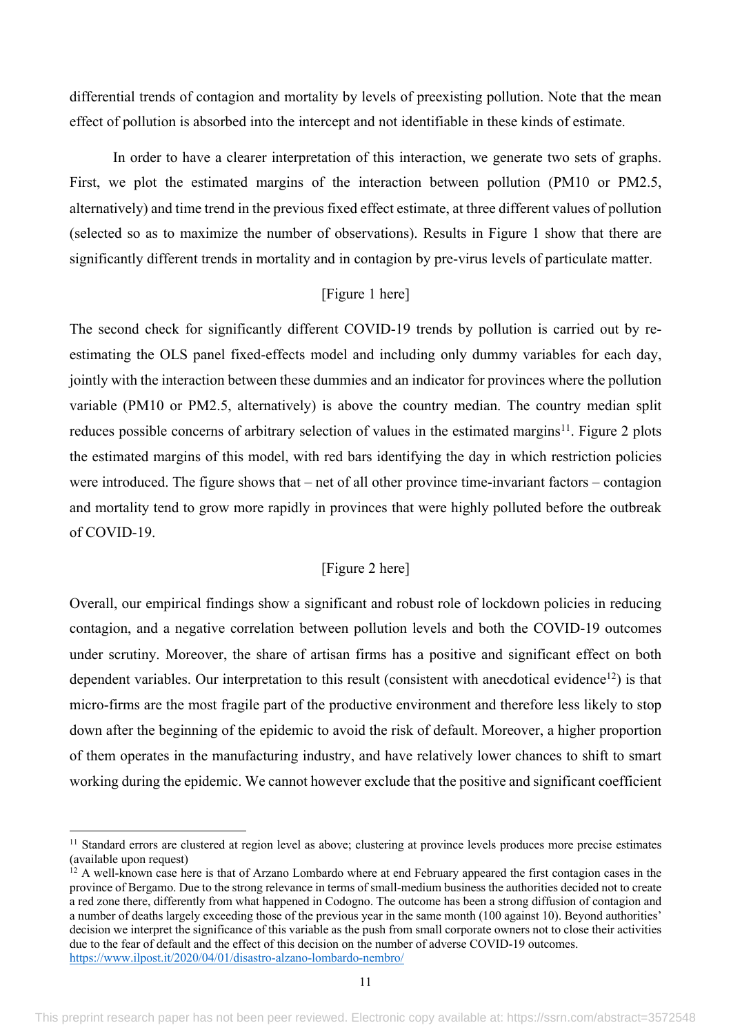differential trends of contagion and mortality by levels of preexisting pollution. Note that the mean effect of pollution is absorbed into the intercept and not identifiable in these kinds of estimate.

In order to have a clearer interpretation of this interaction, we generate two sets of graphs. First, we plot the estimated margins of the interaction between pollution (PM10 or PM2.5, alternatively) and time trend in the previous fixed effect estimate, at three different values of pollution (selected so as to maximize the number of observations). Results in Figure 1 show that there are significantly different trends in mortality and in contagion by pre-virus levels of particulate matter.

[Figure 1 here]

The second check for significantly different COVID-19 trends by pollution is carried out by re-estimating the OLS panel fixed-effects model and including only dummy variables for each day, jointly with the interaction between these dummies and an indicator for provinces where the pollution variable (PM10 or PM2.5, alternatively) is above the country median. The country median split reduces possible concerns of arbitrary selection of values in the estimated margins[11]. Figure 2 plots the estimated margins of this model, with red bars identifying the day in which restriction policies were introduced. The figure shows that – net of all other province time-invariant factors – contagion and mortality tend to grow more rapidly in provinces that were highly polluted before the outbreak of COVID-19.

[Figure 2 here]

Overall, our empirical findings show a significant and robust role of lockdown policies in reducing contagion, and a negative correlation between pollution levels and both the COVID-19 outcomes under scrutiny. Moreover, the share of artisan firms has a positive and significant effect on both dependent variables. Our interpretation to this result (consistent with anecdotical evidence[12]) is that micro-firms are the most fragile part of the productive environment and therefore less likely to stop down after the beginning of the epidemic to avoid the risk of default. Moreover, a higher proportion of them operates in the manufacturing industry, and have relatively lower chances to shift to smart working during the epidemic. We cannot however exclude that the positive and significant coefficient

[11] Standard errors are clustered at region level as above; clustering at province levels produces more precise estimates (available upon request)

[12] A well-known case here is that of Arzano Lombardo where at end February appeared the first contagion cases in the province of Bergamo. Due to the strong relevance in terms of small-medium business the authorities decided not to create a red zone there, differently from what happened in Codogno. The outcome has been a strong diffusion of contagion and a number of deaths largely exceeding those of the previous year in the same month (100 against 10). Beyond authorities' decision we interpret the significance of this variable as the push from small corporate owners not to close their activities due to the fear of default and the effect of this decision on the number of adverse COVID-19 outcomes. https://www.ilpost.it/2020/04/01/disastro-alzano-lombardo-nembro/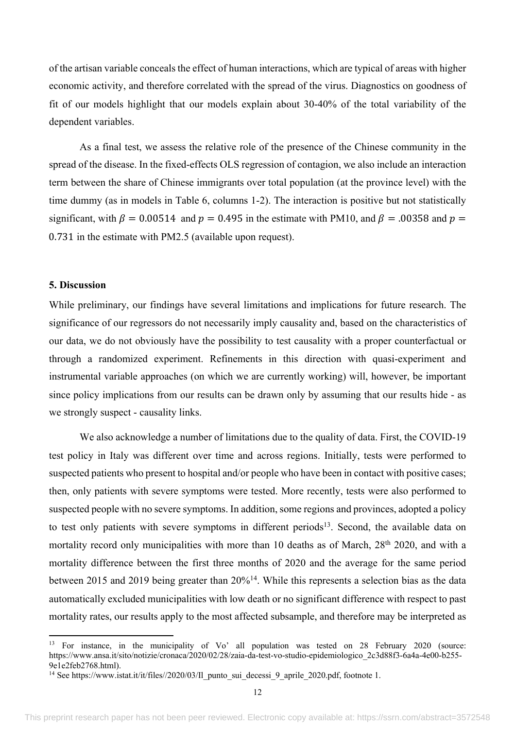of the artisan variable conceals the effect of human interactions, which are typical of areas with higher economic activity, and therefore correlated with the spread of the virus. Diagnostics on goodness of fit of our models highlight that our models explain about 30-40% of the total variability of the dependent variables.

As a final test, we assess the relative role of the presence of the Chinese community in the spread of the disease. In the fixed-effects OLS regression of contagion, we also include an interaction term between the share of Chinese immigrants over total population (at the province level) with the time dummy (as in models in Table 6, columns 1-2). The interaction is positive but not statistically significant, with $\beta = 0.00514$ and $p = 0.495$ in the estimate with PM10, and $\beta = .00358$ and $p = 0.731$ in the estimate with PM2.5 (available upon request).

## 5. Discussion

While preliminary, our findings have several limitations and implications for future research. The significance of our regressors do not necessarily imply causality and, based on the characteristics of our data, we do not obviously have the possibility to test causality with a proper counterfactual or through a randomized experiment. Refinements in this direction with quasi-experiment and instrumental variable approaches (on which we are currently working) will, however, be important since policy implications from our results can be drawn only by assuming that our results hide - as we strongly suspect - causality links.

We also acknowledge a number of limitations due to the quality of data. First, the COVID-19 test policy in Italy was different over time and across regions. Initially, tests were performed to suspected patients who present to hospital and/or people who have been in contact with positive cases; then, only patients with severe symptoms were tested. More recently, tests were also performed to suspected people with no severe symptoms. In addition, some regions and provinces, adopted a policy to test only patients with severe symptoms in different periods[13]. Second, the available data on mortality record only municipalities with more than 10 deaths as of March, 28th 2020, and with a mortality difference between the first three months of 2020 and the average for the same period between 2015 and 2019 being greater than 20%[14]. While this represents a selection bias as the data automatically excluded municipalities with low death or no significant difference with respect to past mortality rates, our results apply to the most affected subsample, and therefore may be interpreted as

[13] For instance, in the municipality of Vo' all population was tested on 28 February 2020 (source: https://www.ansa.it/sito/notizie/cronaca/2020/02/28/zaia-da-test-vo-studio-epidemiologico_2c3d88f3-6a4a-4e00-b255-9e1e2feb2768.html).

[14] See https://www.istat.it/it/files//2020/03/Il_punto_sui_decessi_9_aprile_2020.pdf, footnote 1.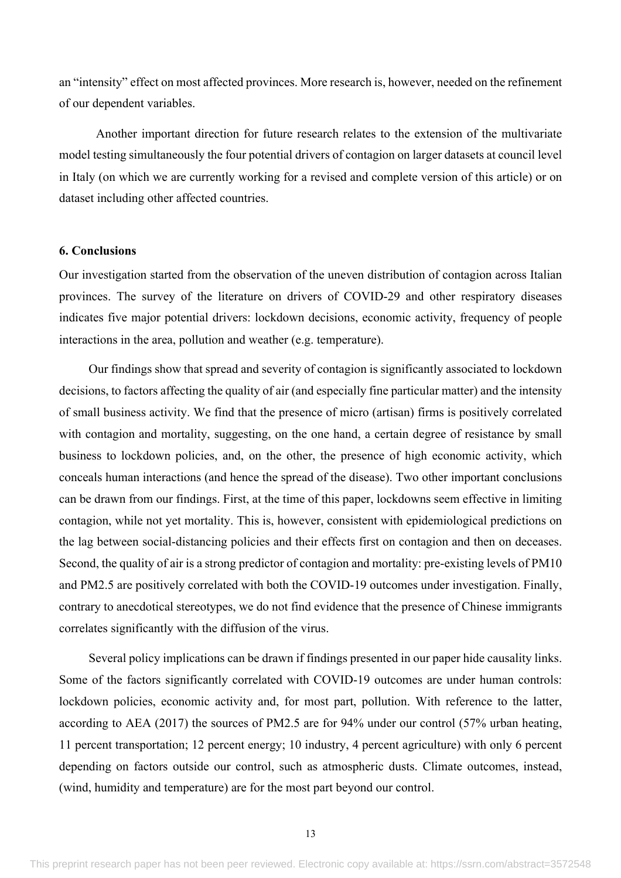an "intensity" effect on most affected provinces. More research is, however, needed on the refinement of our dependent variables.

Another important direction for future research relates to the extension of the multivariate model testing simultaneously the four potential drivers of contagion on larger datasets at council level in Italy (on which we are currently working for a revised and complete version of this article) or on dataset including other affected countries.

## 6. Conclusions

Our investigation started from the observation of the uneven distribution of contagion across Italian provinces. The survey of the literature on drivers of COVID-29 and other respiratory diseases indicates five major potential drivers: lockdown decisions, economic activity, frequency of people interactions in the area, pollution and weather (e.g. temperature).

Our findings show that spread and severity of contagion is significantly associated to lockdown decisions, to factors affecting the quality of air (and especially fine particular matter) and the intensity of small business activity. We find that the presence of micro (artisan) firms is positively correlated with contagion and mortality, suggesting, on the one hand, a certain degree of resistance by small business to lockdown policies, and, on the other, the presence of high economic activity, which conceals human interactions (and hence the spread of the disease). Two other important conclusions can be drawn from our findings. First, at the time of this paper, lockdowns seem effective in limiting contagion, while not yet mortality. This is, however, consistent with epidemiological predictions on the lag between social-distancing policies and their effects first on contagion and then on deceases. Second, the quality of air is a strong predictor of contagion and mortality: pre-existing levels of PM10 and PM2.5 are positively correlated with both the COVID-19 outcomes under investigation. Finally, contrary to anecdotical stereotypes, we do not find evidence that the presence of Chinese immigrants correlates significantly with the diffusion of the virus.

Several policy implications can be drawn if findings presented in our paper hide causality links. Some of the factors significantly correlated with COVID-19 outcomes are under human controls: lockdown policies, economic activity and, for most part, pollution. With reference to the latter, according to AEA (2017) the sources of PM2.5 are for 94% under our control (57% urban heating, 11 percent transportation; 12 percent energy; 10 industry, 4 percent agriculture) with only 6 percent depending on factors outside our control, such as atmospheric dusts. Climate outcomes, instead, (wind, humidity and temperature) are for the most part beyond our control.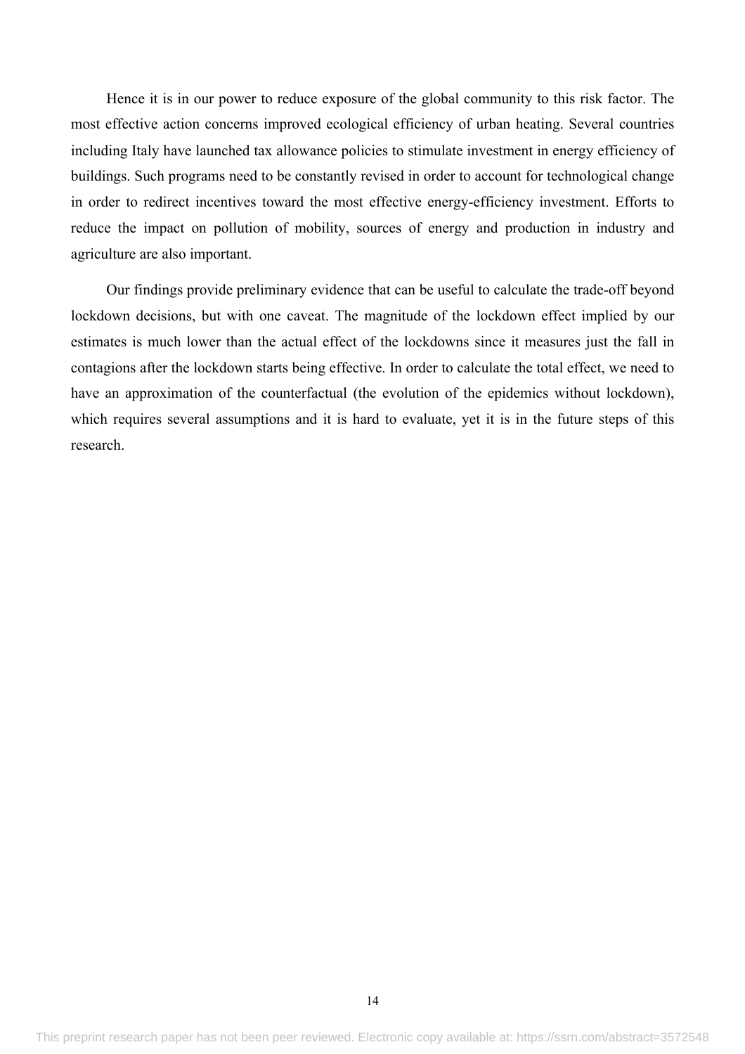Hence it is in our power to reduce exposure of the global community to this risk factor. The most effective action concerns improved ecological efficiency of urban heating. Several countries including Italy have launched tax allowance policies to stimulate investment in energy efficiency of buildings. Such programs need to be constantly revised in order to account for technological change in order to redirect incentives toward the most effective energy-efficiency investment. Efforts to reduce the impact on pollution of mobility, sources of energy and production in industry and agriculture are also important.

Our findings provide preliminary evidence that can be useful to calculate the trade-off beyond lockdown decisions, but with one caveat. The magnitude of the lockdown effect implied by our estimates is much lower than the actual effect of the lockdowns since it measures just the fall in contagions after the lockdown starts being effective. In order to calculate the total effect, we need to have an approximation of the counterfactual (the evolution of the epidemics without lockdown), which requires several assumptions and it is hard to evaluate, yet it is in the future steps of this research.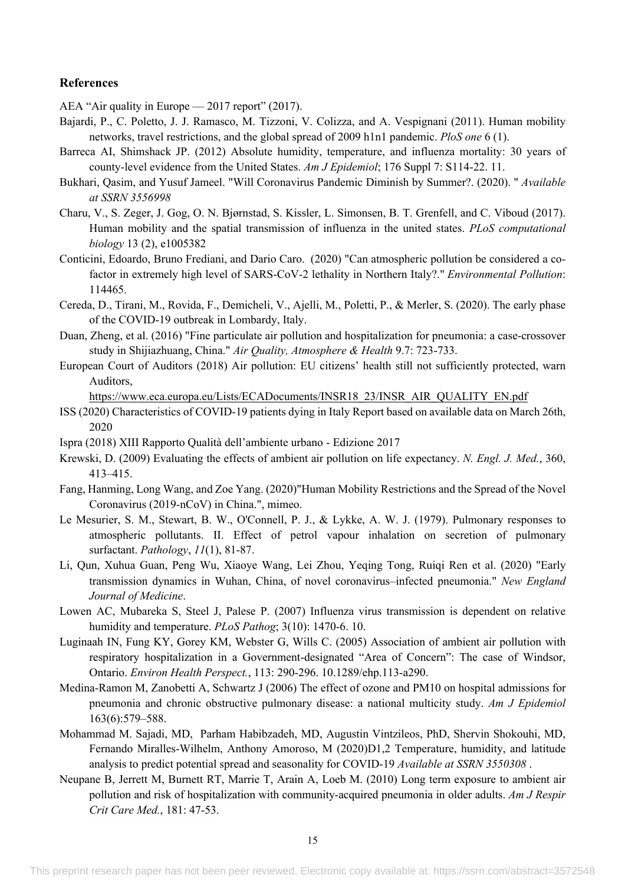### References

AEA "Air quality in Europe — 2017 report" (2017).

Bajardi, P., C. Poletto, J. J. Ramasco, M. Tizzoni, V. Colizza, and A. Vespignani (2011). Human mobility networks, travel restrictions, and the global spread of 2009 h1n1 pandemic. *PloS one* 6 (1).

Barreca AI, Shimshack JP. (2012) Absolute humidity, temperature, and influenza mortality: 30 years of county-level evidence from the United States. *Am J Epidemiol*; 176 Suppl 7: S114-22. 11.

Bukhari, Qasim, and Yusuf Jameel. "Will Coronavirus Pandemic Diminish by Summer?. (2020). " *Available at SSRN 3556998*

Charu, V., S. Zeger, J. Gog, O. N. Bjørnstad, S. Kissler, L. Simonsen, B. T. Grenfell, and C. Viboud (2017). Human mobility and the spatial transmission of influenza in the united states. *PLoS computational biology* 13 (2), e1005382

Conticini, Edoardo, Bruno Frediani, and Dario Caro. (2020) "Can atmospheric pollution be considered a co-factor in extremely high level of SARS-CoV-2 lethality in Northern Italy?." *Environmental Pollution*: 114465.

Cereda, D., Tirani, M., Rovida, F., Demicheli, V., Ajelli, M., Poletti, P., & Merler, S. (2020). The early phase of the COVID-19 outbreak in Lombardy, Italy.

Duan, Zheng, et al. (2016) "Fine particulate air pollution and hospitalization for pneumonia: a case-crossover study in Shijiazhuang, China." *Air Quality, Atmosphere & Health* 9.7: 723-733.

European Court of Auditors (2018) Air pollution: EU citizens' health still not sufficiently protected, warn Auditors, https://www.eca.europa.eu/Lists/ECADocuments/INSR18_23/INSR_AIR_QUALITY_EN.pdf

ISS (2020) Characteristics of COVID-19 patients dying in Italy Report based on available data on March 26th, 2020

Ispra (2018) XIII Rapporto Qualità dell'ambiente urbano - Edizione 2017

Krewski, D. (2009) Evaluating the effects of ambient air pollution on life expectancy. *N. Engl. J. Med.*, 360, 413–415.

Fang, Hanming, Long Wang, and Zoe Yang. (2020)"Human Mobility Restrictions and the Spread of the Novel Coronavirus (2019-nCoV) in China.", mimeo.

Le Mesurier, S. M., Stewart, B. W., O'Connell, P. J., & Lykke, A. W. J. (1979). Pulmonary responses to atmospheric pollutants. II. Effect of petrol vapour inhalation on secretion of pulmonary surfactant. *Pathology*, *11*(1), 81-87.

Li, Qun, Xuhua Guan, Peng Wu, Xiaoye Wang, Lei Zhou, Yeqing Tong, Ruiqi Ren et al. (2020) "Early transmission dynamics in Wuhan, China, of novel coronavirus–infected pneumonia." *New England Journal of Medicine*.

Lowen AC, Mubareka S, Steel J, Palese P. (2007) Influenza virus transmission is dependent on relative humidity and temperature. *PLoS Pathog*; 3(10): 1470-6. 10.

Luginaah IN, Fung KY, Gorey KM, Webster G, Wills C. (2005) Association of ambient air pollution with respiratory hospitalization in a Government-designated "Area of Concern": The case of Windsor, Ontario. *Environ Health Perspect.*, 113: 290-296. 10.1289/ehp.113-a290.

Medina-Ramon M, Zanobetti A, Schwartz J (2006) The effect of ozone and PM10 on hospital admissions for pneumonia and chronic obstructive pulmonary disease: a national multicity study. *Am J Epidemiol* 163(6):579–588.

Mohammad M. Sajadi, MD, Parham Habibzadeh, MD, Augustin Vintzileos, PhD, Shervin Shokouhi, MD, Fernando Miralles-Wilhelm, Anthony Amoroso, M (2020)D1,2 Temperature, humidity, and latitude analysis to predict potential spread and seasonality for COVID-19 *Available at SSRN 3550308* .

Neupane B, Jerrett M, Burnett RT, Marrie T, Arain A, Loeb M. (2010) Long term exposure to ambient air pollution and risk of hospitalization with community-acquired pneumonia in older adults. *Am J Respir Crit Care Med.*, 181: 47-53.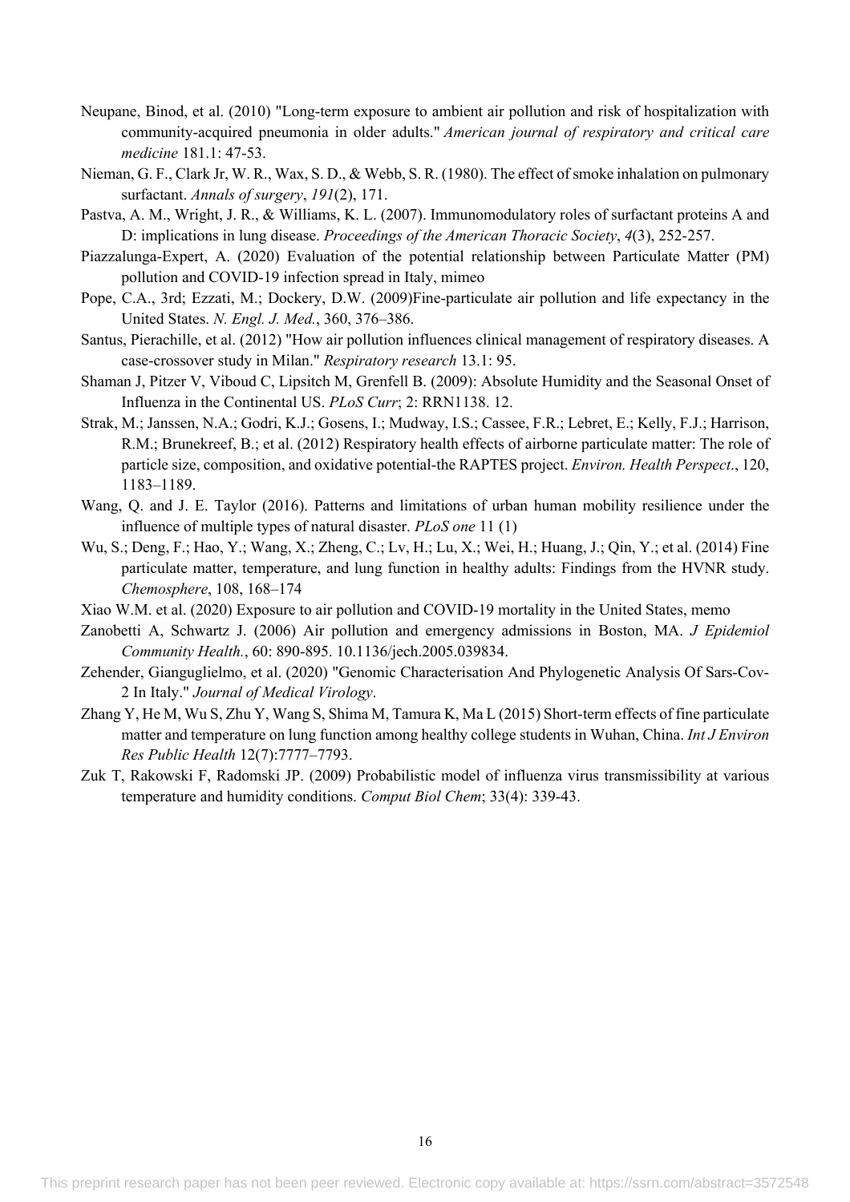Neupane, Binod, et al. (2010) "Long-term exposure to ambient air pollution and risk of hospitalization with community-acquired pneumonia in older adults." *American journal of respiratory and critical care medicine* 181.1: 47-53.

Nieman, G. F., Clark Jr, W. R., Wax, S. D., & Webb, S. R. (1980). The effect of smoke inhalation on pulmonary surfactant. *Annals of surgery*, *191*(2), 171.

Pastva, A. M., Wright, J. R., & Williams, K. L. (2007). Immunomodulatory roles of surfactant proteins A and D: implications in lung disease. *Proceedings of the American Thoracic Society*, *4*(3), 252-257.

Piazzalunga-Expert, A. (2020) Evaluation of the potential relationship between Particulate Matter (PM) pollution and COVID-19 infection spread in Italy, mimeo

Pope, C.A., 3rd; Ezzati, M.; Dockery, D.W. (2009)Fine-particulate air pollution and life expectancy in the United States. *N. Engl. J. Med.*, 360, 376–386.

Santus, Pierachille, et al. (2012) "How air pollution influences clinical management of respiratory diseases. A case-crossover study in Milan." *Respiratory research* 13.1: 95.

Shaman J, Pitzer V, Viboud C, Lipsitch M, Grenfell B. (2009): Absolute Humidity and the Seasonal Onset of Influenza in the Continental US. *PLoS Curr*; 2: RRN1138. 12.

Strak, M.; Janssen, N.A.; Godri, K.J.; Gosens, I.; Mudway, I.S.; Cassee, F.R.; Lebret, E.; Kelly, F.J.; Harrison, R.M.; Brunekreef, B.; et al. (2012) Respiratory health effects of airborne particulate matter: The role of particle size, composition, and oxidative potential-the RAPTES project. *Environ. Health Perspect*., 120, 1183–1189.

Wang, Q. and J. E. Taylor (2016). Patterns and limitations of urban human mobility resilience under the influence of multiple types of natural disaster. *PLoS one* 11 (1)

Wu, S.; Deng, F.; Hao, Y.; Wang, X.; Zheng, C.; Lv, H.; Lu, X.; Wei, H.; Huang, J.; Qin, Y.; et al. (2014) Fine particulate matter, temperature, and lung function in healthy adults: Findings from the HVNR study. *Chemosphere*, 108, 168–174

Xiao W.M. et al. (2020) Exposure to air pollution and COVID-19 mortality in the United States, memo

Zanobetti A, Schwartz J. (2006) Air pollution and emergency admissions in Boston, MA. *J Epidemiol Community Health.*, 60: 890-895. 10.1136/jech.2005.039834.

Zehender, Gianguglielmo, et al. (2020) "Genomic Characterisation And Phylogenetic Analysis Of Sars-Cov-2 In Italy." *Journal of Medical Virology*.

Zhang Y, He M, Wu S, Zhu Y, Wang S, Shima M, Tamura K, Ma L (2015) Short-term effects of fine particulate matter and temperature on lung function among healthy college students in Wuhan, China. *Int J Environ Res Public Health* 12(7):7777–7793.

Zuk T, Rakowski F, Radomski JP. (2009) Probabilistic model of influenza virus transmissibility at various temperature and humidity conditions. *Comput Biol Chem*; 33(4): 339-43.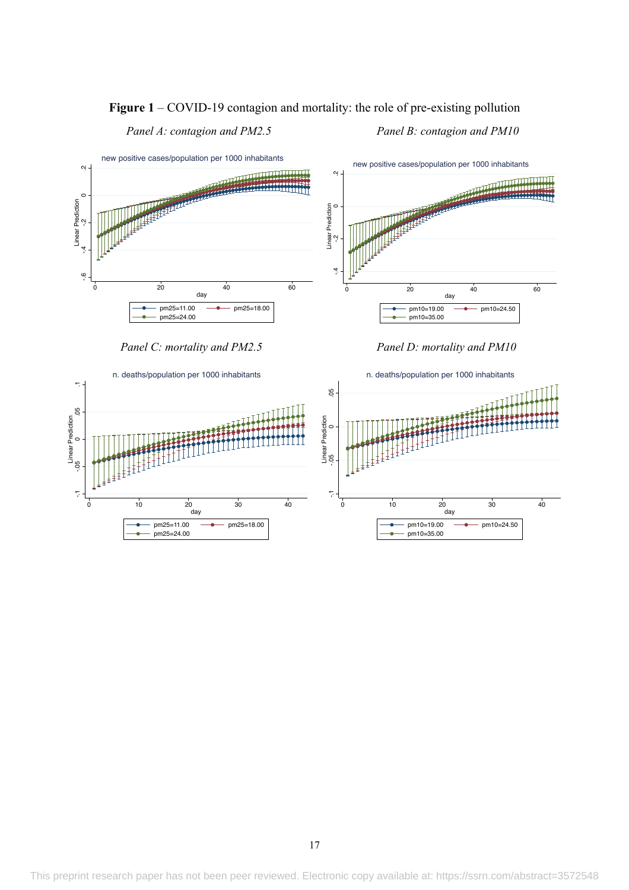**Figure 1** – COVID-19 contagion and mortality: the role of pre-existing pollution

*Panel A: contagion and PM2.5*

*Panel B: contagion and PM10*

*Panel C: mortality and PM2.5*

*Panel D: mortality and PM10*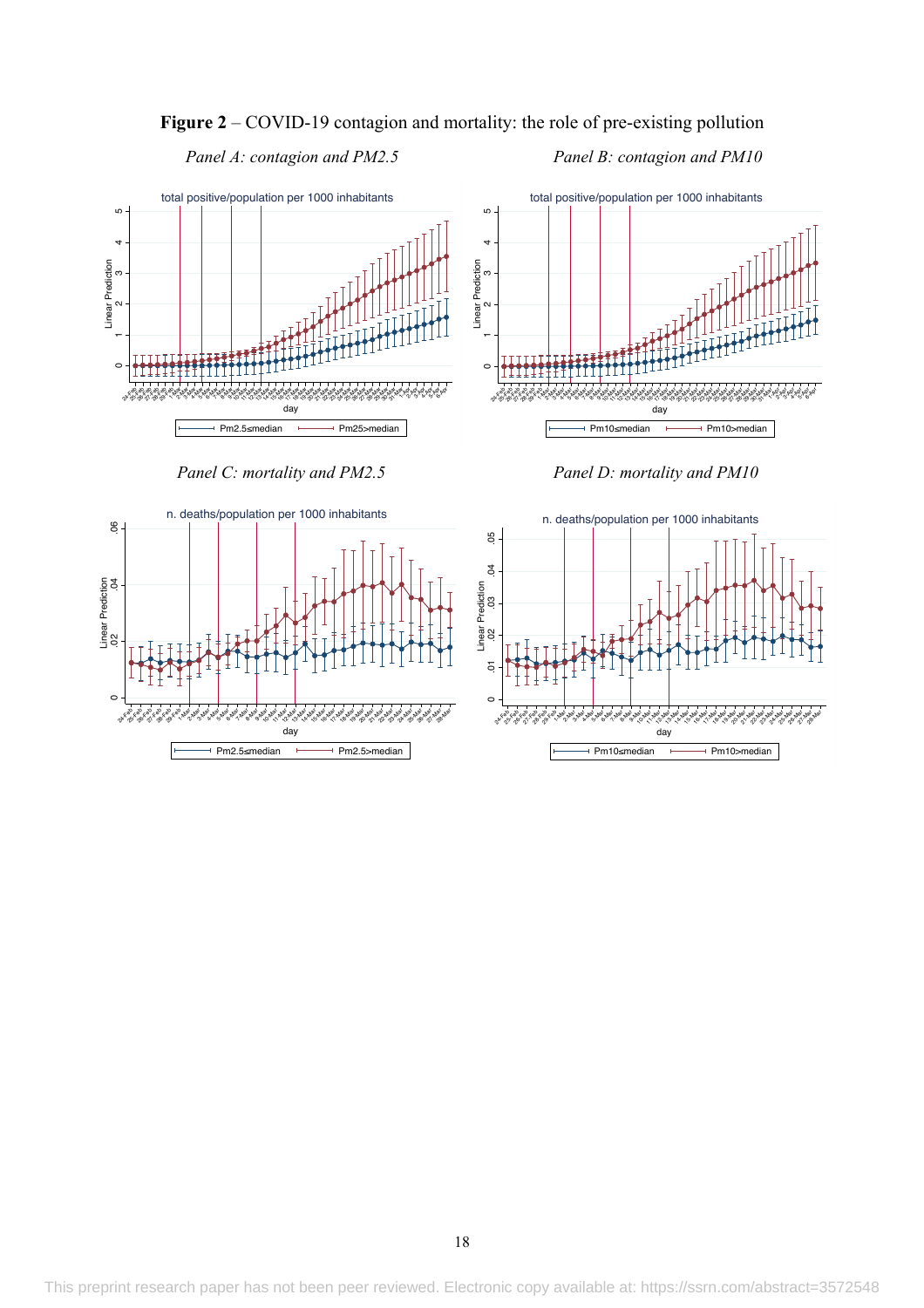**Figure 2** – COVID-19 contagion and mortality: the role of pre-existing pollution

*Panel A: contagion and PM2.5*

*Panel B: contagion and PM10*

*Panel C: mortality and PM2.5*

*Panel D: mortality and PM10*

This preprint research paper has not been peer reviewed. Electronic copy available at: https://ssrn.com/abstract=3572548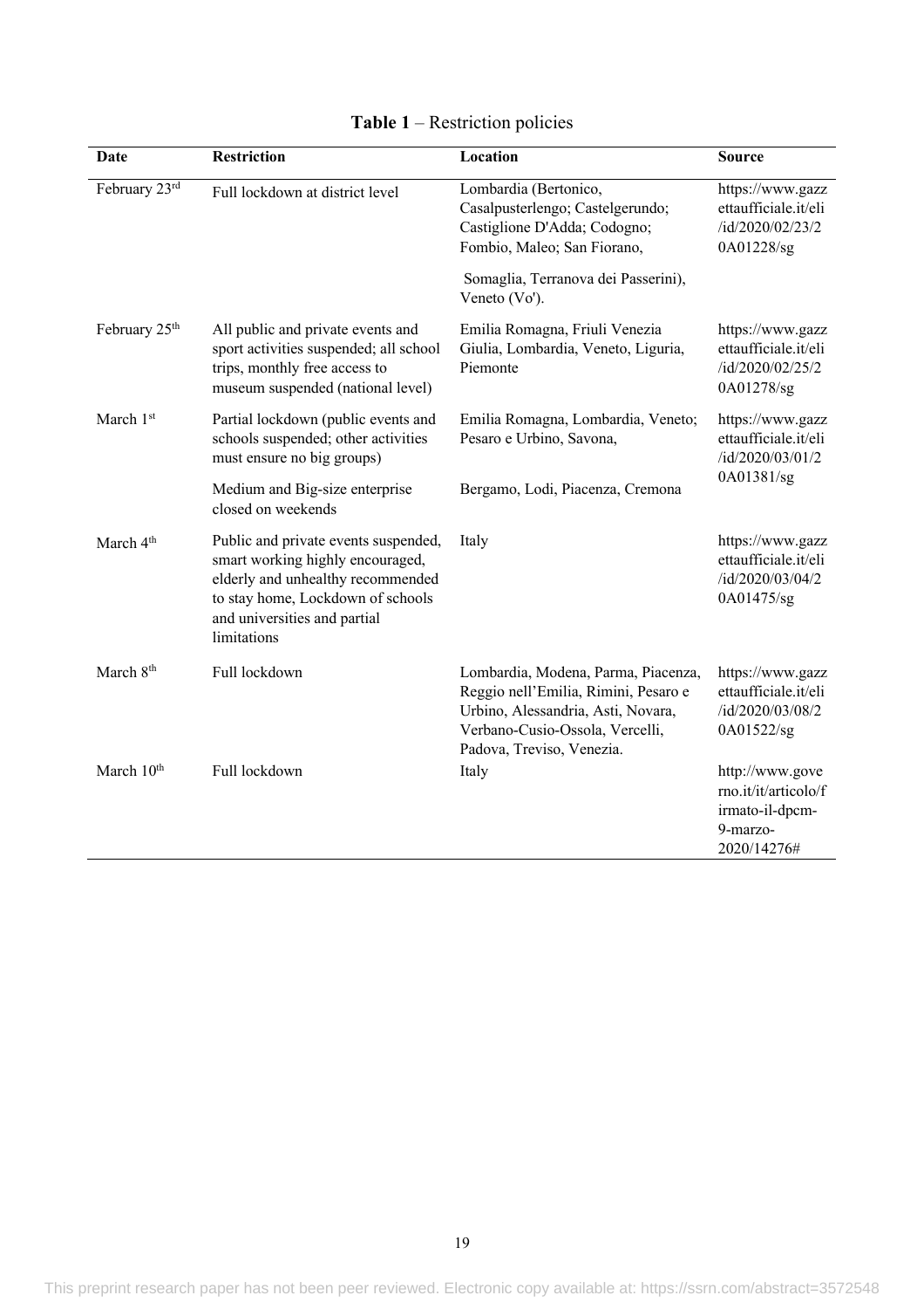**Table 1** – Restriction policies

| Date | Restriction | Location | Source |
|---|---|---|---|
| February 23rd | Full lockdown at district level | Lombardia (Bertonico, Casalpusterlengo; Castelgerundo; Castiglione D'Adda; Codogno; Fombio, Maleo; San Fiorano, Somaglia, Terranova dei Passerini), Veneto (Vo'). | https://www.gazzettaufficiale.it/eli/id/2020/02/23/20A01228/sg |
| February 25th | All public and private events and sport activities suspended; all school trips, monthly free access to museum suspended (national level) | Emilia Romagna, Friuli Venezia Giulia, Lombardia, Veneto, Liguria, Piemonte | https://www.gazzettaufficiale.it/eli/id/2020/02/25/20A01278/sg |
| March 1st | Partial lockdown (public events and schools suspended; other activities must ensure no big groups) | Emilia Romagna, Lombardia, Veneto; Pesaro e Urbino, Savona, | https://www.gazzettaufficiale.it/eli/id/2020/03/01/20A01381/sg |
| | Medium and Big-size enterprise closed on weekends | Bergamo, Lodi, Piacenza, Cremona | |
| March 4th | Public and private events suspended, smart working highly encouraged, elderly and unhealthy recommended to stay home, Lockdown of schools and universities and partial limitations | Italy | https://www.gazzettaufficiale.it/eli/id/2020/03/04/20A01475/sg |
| March 8th | Full lockdown | Lombardia, Modena, Parma, Piacenza, Reggio nell'Emilia, Rimini, Pesaro e Urbino, Alessandria, Asti, Novara, Verbano-Cusio-Ossola, Vercelli, Padova, Treviso, Venezia. | https://www.gazzettaufficiale.it/eli/id/2020/03/08/20A01522/sg |
| March 10th | Full lockdown | Italy | http://www.governo.it/it/articolo/firmato-il-dpcm-9-marzo-2020/14276# |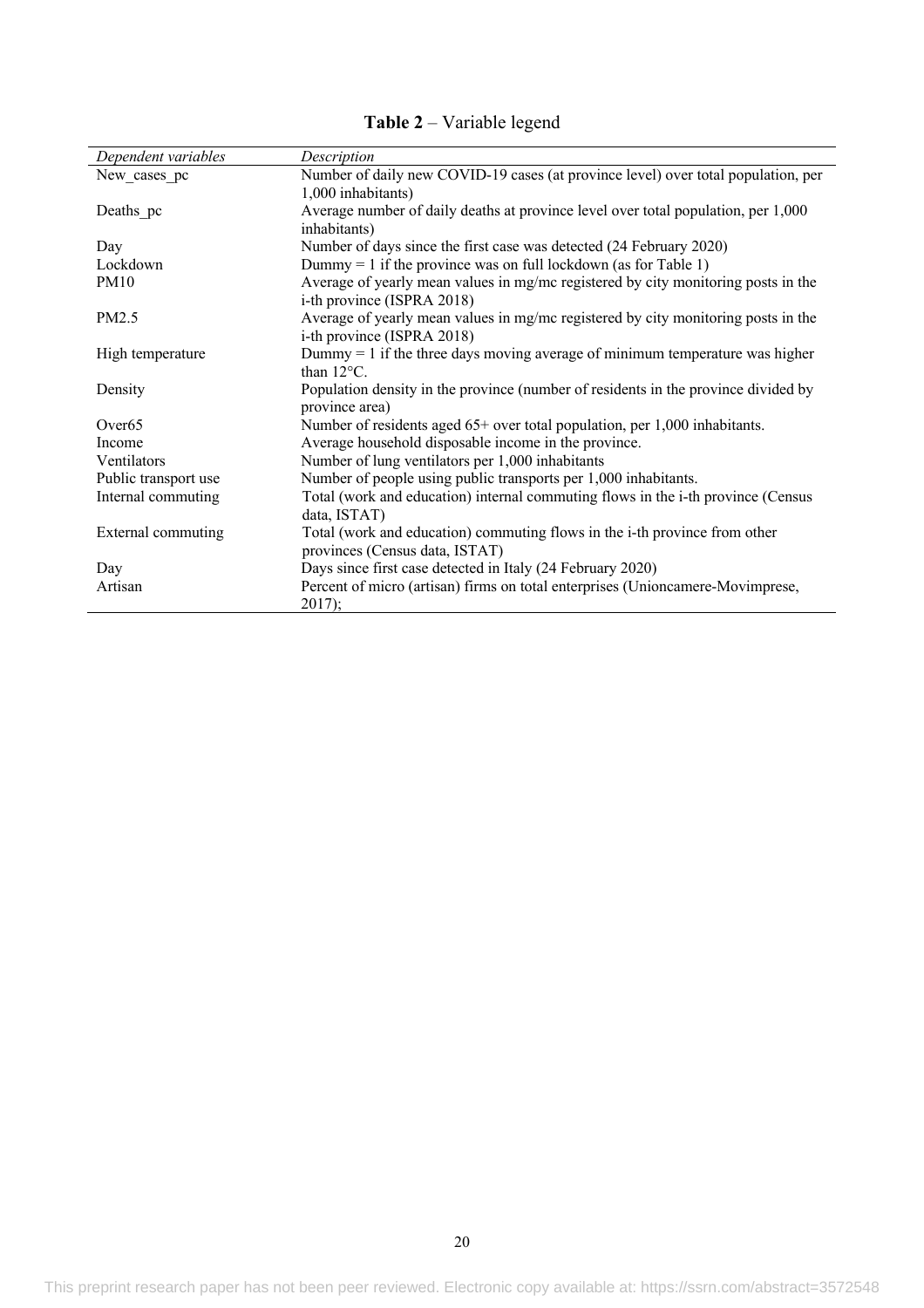**Table 2** – Variable legend

| *Dependent variables* | *Description* |
|---|---|
| New_cases_pc | Number of daily new COVID-19 cases (at province level) over total population, per 1,000 inhabitants) |
| Deaths_pc | Average number of daily deaths at province level over total population, per 1,000 inhabitants) |
| Day | Number of days since the first case was detected (24 February 2020) |
| Lockdown | Dummy = 1 if the province was on full lockdown (as for Table 1) |
| PM10 | Average of yearly mean values in mg/mc registered by city monitoring posts in the i-th province (ISPRA 2018) |
| PM2.5 | Average of yearly mean values in mg/mc registered by city monitoring posts in the i-th province (ISPRA 2018) |
| High temperature | Dummy = 1 if the three days moving average of minimum temperature was higher than 12°C. |
| Density | Population density in the province (number of residents in the province divided by province area) |
| Over65 | Number of residents aged 65+ over total population, per 1,000 inhabitants. |
| Income | Average household disposable income in the province. |
| Ventilators | Number of lung ventilators per 1,000 inhabitants |
| Public transport use | Number of people using public transports per 1,000 inhabitants. |
| Internal commuting | Total (work and education) internal commuting flows in the i-th province (Census data, ISTAT) |
| External commuting | Total (work and education) commuting flows in the i-th province from other provinces (Census data, ISTAT) |
| Day | Days since first case detected in Italy (24 February 2020) |
| Artisan | Percent of micro (artisan) firms on total enterprises (Unioncamere-Movimprese, 2017); |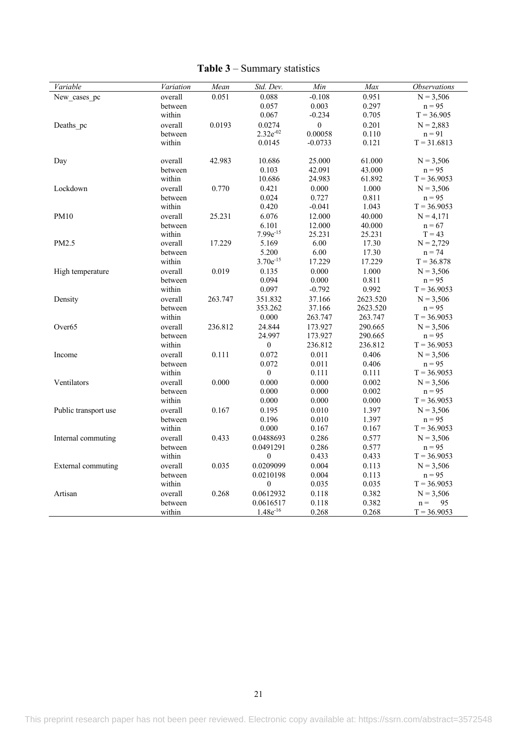**Table 3** – Summary statistics

| *Variable* | *Variation* | *Mean* | *Std. Dev.* | *Min* | *Max* | *Observations* |
|---|---|---|---|---|---|---|
| New_cases_pc | overall | 0.051 | 0.088 | -0.108 | 0.951 | N = 3,506 |
| | between | | 0.057 | 0.003 | 0.297 | n = 95 |
| | within | | 0.067 | -0.234 | 0.705 | T = 36.905 |
| Deaths_pc | overall | 0.0193 | 0.0274 | 0 | 0.201 | N = 2,883 |
| | between | | $2.32e^{-02}$ | 0.00058 | 0.110 | n = 91 |
| | within | | 0.0145 | -0.0733 | 0.121 | T = 31.6813 |
| Day | overall | 42.983 | 10.686 | 25.000 | 61.000 | N = 3,506 |
| | between | | 0.103 | 42.091 | 43.000 | n = 95 |
| | within | | 10.686 | 24.983 | 61.892 | T = 36.9053 |
| Lockdown | overall | 0.770 | 0.421 | 0.000 | 1.000 | N = 3,506 |
| | between | | 0.024 | 0.727 | 0.811 | n = 95 |
| | within | | 0.420 | -0.041 | 1.043 | T = 36.9053 |
| PM10 | overall | 25.231 | 6.076 | 12.000 | 40.000 | N = 4,171 |
| | between | | 6.101 | 12.000 | 40.000 | n = 67 |
| | within | | $7.99e^{-15}$ | 25.231 | 25.231 | T = 43 |
| PM2.5 | overall | 17.229 | 5.169 | 6.00 | 17.30 | N = 2,729 |
| | between | | 5.200 | 6.00 | 17.30 | n = 74 |
| | within | | $3.70e^{-15}$ | 17.229 | 17.229 | T = 36.878 |
| High temperature | overall | 0.019 | 0.135 | 0.000 | 1.000 | N = 3,506 |
| | between | | 0.094 | 0.000 | 0.811 | n = 95 |
| | within | | 0.097 | -0.792 | 0.992 | T = 36.9053 |
| Density | overall | 263.747 | 351.832 | 37.166 | 2623.520 | N = 3,506 |
| | between | | 353.262 | 37.166 | 2623.520 | n = 95 |
| | within | | 0.000 | 263.747 | 263.747 | T = 36.9053 |
| Over65 | overall | 236.812 | 24.844 | 173.927 | 290.665 | N = 3,506 |
| | between | | 24.997 | 173.927 | 290.665 | n = 95 |
| | within | | 0 | 236.812 | 236.812 | T = 36.9053 |
| Income | overall | 0.111 | 0.072 | 0.011 | 0.406 | N = 3,506 |
| | between | | 0.072 | 0.011 | 0.406 | n = 95 |
| | within | | 0 | 0.111 | 0.111 | T = 36.9053 |
| Ventilators | overall | 0.000 | 0.000 | 0.000 | 0.002 | N = 3,506 |
| | between | | 0.000 | 0.000 | 0.002 | n = 95 |
| | within | | 0.000 | 0.000 | 0.000 | T = 36.9053 |
| Public transport use | overall | 0.167 | 0.195 | 0.010 | 1.397 | N = 3,506 |
| | between | | 0.196 | 0.010 | 1.397 | n = 95 |
| | within | | 0.000 | 0.167 | 0.167 | T = 36.9053 |
| Internal commuting | overall | 0.433 | 0.0488693 | 0.286 | 0.577 | N = 3,506 |
| | between | | 0.0491291 | 0.286 | 0.577 | n = 95 |
| | within | | 0 | 0.433 | 0.433 | T = 36.9053 |
| External commuting | overall | 0.035 | 0.0209099 | 0.004 | 0.113 | N = 3,506 |
| | between | | 0.0210198 | 0.004 | 0.113 | n = 95 |
| | within | | 0 | 0.035 | 0.035 | T = 36.9053 |
| Artisan | overall | 0.268 | 0.0612932 | 0.118 | 0.382 | N = 3,506 |
| | between | | 0.0616517 | 0.118 | 0.382 | n = 95 |
| | within | | $1.48e^{-16}$ | 0.268 | 0.268 | T = 36.9053 |

This preprint research paper has not been peer reviewed. Electronic copy available at: https://ssrn.com/abstract=3572548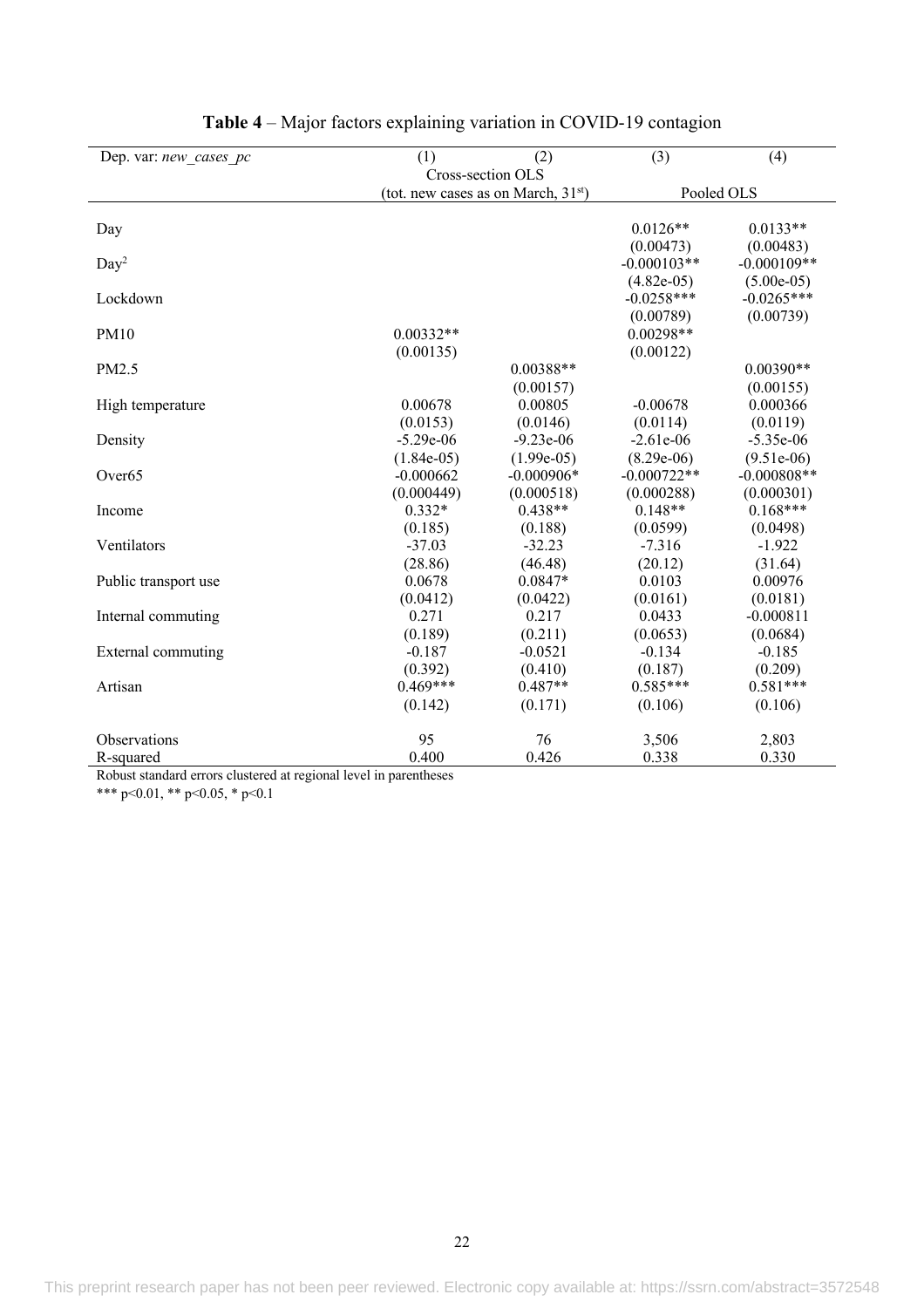**Table 4** – Major factors explaining variation in COVID-19 contagion

| Dep. var: *new_cases_pc* | (1) | (2) | (3) | (4) |
|---|---|---|---|---|
| | Cross-section OLS (tot. new cases as on March, 31[st]) | | Pooled OLS | |
| Day | | | 0.0126** | 0.0133** |
| | | | (0.00473) | (0.00483) |
| $Day^2$ | | | -0.000103** | -0.000109** |
| | | | (4.82e-05) | (5.00e-05) |
| Lockdown | | | -0.0258*** | -0.0265*** |
| | | | (0.00789) | (0.00739) |
| PM10 | 0.00332** | | 0.00298** | |
| | (0.00135) | | (0.00122) | |
| PM2.5 | | 0.00388** | | 0.00390** |
| | | (0.00157) | | (0.00155) |
| High temperature | 0.00678 | 0.00805 | -0.00678 | 0.000366 |
| | (0.0153) | (0.0146) | (0.0114) | (0.0119) |
| Density | -5.29e-06 | -9.23e-06 | -2.61e-06 | -5.35e-06 |
| | (1.84e-05) | (1.99e-05) | (8.29e-06) | (9.51e-06) |
| Over65 | -0.000662 | -0.000906* | -0.000722** | -0.000808** |
| | (0.000449) | (0.000518) | (0.000288) | (0.000301) |
| Income | 0.332* | 0.438** | 0.148** | 0.168*** |
| | (0.185) | (0.188) | (0.0599) | (0.0498) |
| Ventilators | -37.03 | -32.23 | -7.316 | -1.922 |
| | (28.86) | (46.48) | (20.12) | (31.64) |
| Public transport use | 0.0678 | 0.0847* | 0.0103 | 0.00976 |
| | (0.0412) | (0.0422) | (0.0161) | (0.0181) |
| Internal commuting | 0.271 | 0.217 | 0.0433 | -0.000811 |
| | (0.189) | (0.211) | (0.0653) | (0.0684) |
| External commuting | -0.187 | -0.0521 | -0.134 | -0.185 |
| | (0.392) | (0.410) | (0.187) | (0.209) |
| Artisan | 0.469*** | 0.487** | 0.585*** | 0.581*** |
| | (0.142) | (0.171) | (0.106) | (0.106) |
| Observations | 95 | 76 | 3,506 | 2,803 |
| R-squared | 0.400 | 0.426 | 0.338 | 0.330 |

Robust standard errors clustered at regional level in parentheses

*** p<0.01, ** p<0.05, * p<0.1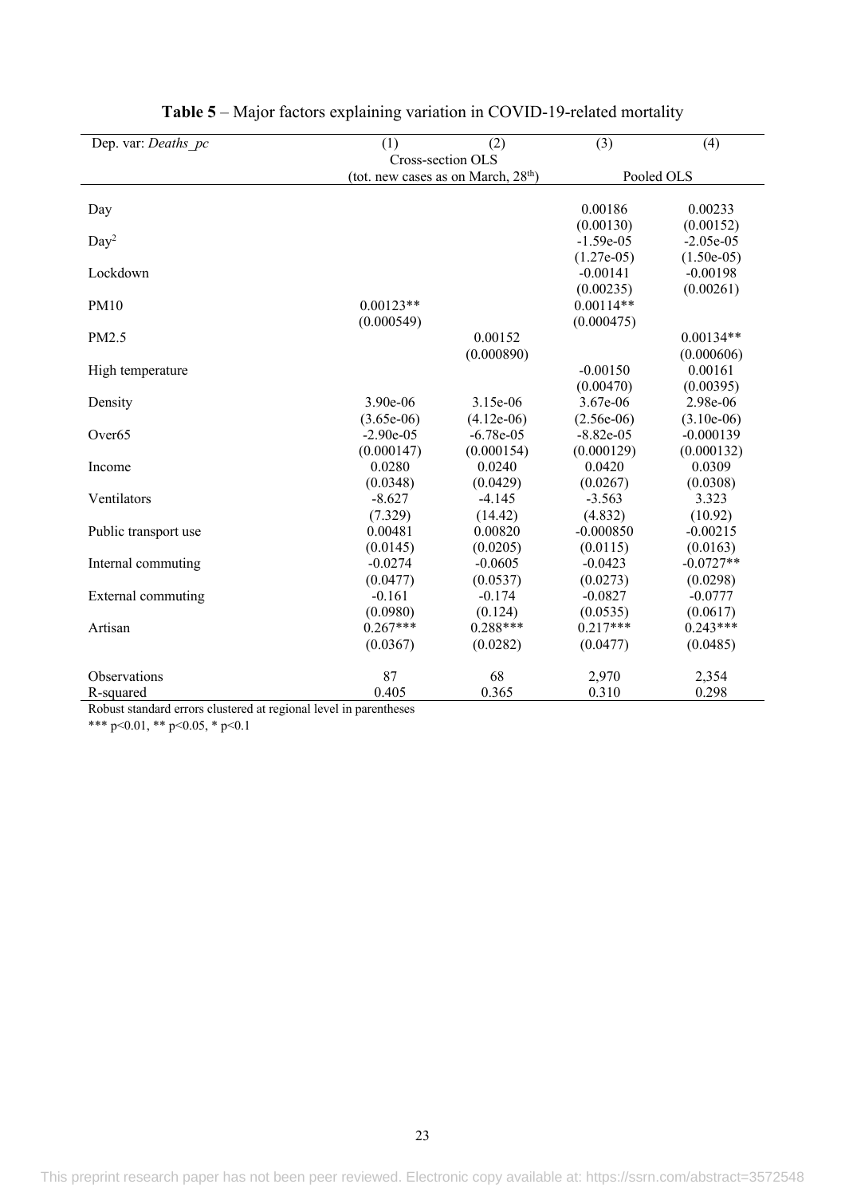**Table 5** – Major factors explaining variation in COVID-19-related mortality

| Dep. var: *Deaths_pc* | (1) | (2) | (3) | (4) |
|---|---|---|---|---|
| | Cross-section OLS (tot. new cases as on March, 28th) | | Pooled OLS | |
| Day | | | 0.00186 | 0.00233 |
| | | | (0.00130) | (0.00152) |
| Day$^2$ | | | -1.59e-05 | -2.05e-05 |
| | | | (1.27e-05) | (1.50e-05) |
| Lockdown | | | -0.00141 | -0.00198 |
| | | | (0.00235) | (0.00261) |
| PM10 | 0.00123** | | 0.00114** | |
| | (0.000549) | | (0.000475) | |
| PM2.5 | | 0.00152 | | 0.00134** |
| | | (0.000890) | | (0.000606) |
| High temperature | | | -0.00150 | 0.00161 |
| | | | (0.00470) | (0.00395) |
| Density | 3.90e-06 | 3.15e-06 | 3.67e-06 | 2.98e-06 |
| | (3.65e-06) | (4.12e-06) | (2.56e-06) | (3.10e-06) |
| Over65 | -2.90e-05 | -6.78e-05 | -8.82e-05 | -0.000139 |
| | (0.000147) | (0.000154) | (0.000129) | (0.000132) |
| Income | 0.0280 | 0.0240 | 0.0420 | 0.0309 |
| | (0.0348) | (0.0429) | (0.0267) | (0.0308) |
| Ventilators | -8.627 | -4.145 | -3.563 | 3.323 |
| | (7.329) | (14.42) | (4.832) | (10.92) |
| Public transport use | 0.00481 | 0.00820 | -0.000850 | -0.00215 |
| | (0.0145) | (0.0205) | (0.0115) | (0.0163) |
| Internal commuting | -0.0274 | -0.0605 | -0.0423 | -0.0727** |
| | (0.0477) | (0.0537) | (0.0273) | (0.0298) |
| External commuting | -0.161 | -0.174 | -0.0827 | -0.0777 |
| | (0.0980) | (0.124) | (0.0535) | (0.0617) |
| Artisan | 0.267*** | 0.288*** | 0.217*** | 0.243*** |
| | (0.0367) | (0.0282) | (0.0477) | (0.0485) |
| Observations | 87 | 68 | 2,970 | 2,354 |
| R-squared | 0.405 | 0.365 | 0.310 | 0.298 |

Robust standard errors clustered at regional level in parentheses

*** p<0.01, ** p<0.05, * p<0.1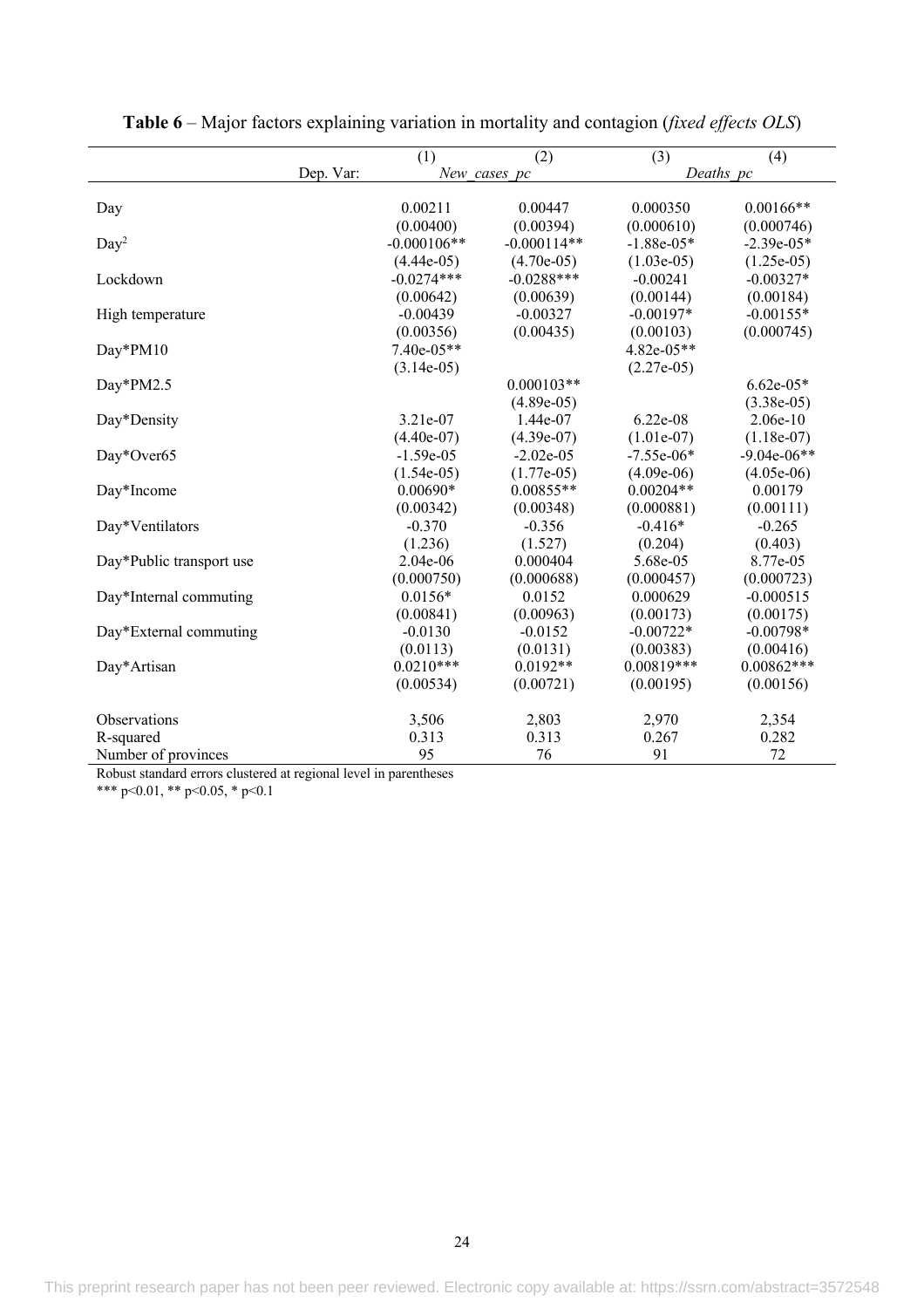**Table 6** – Major factors explaining variation in mortality and contagion (*fixed effects OLS*)

| | (1) | (2) | (3) | (4) |
|---|---|---|---|---|
| Dep. Var: | *New_cases_pc* | | *Deaths_pc* | |
| Day | 0.00211 | 0.00447 | 0.000350 | 0.00166** |
| | (0.00400) | (0.00394) | (0.000610) | (0.000746) |
| $Day^2$ | -0.000106** | -0.000114** | -1.88e-05* | -2.39e-05* |
| | (4.44e-05) | (4.70e-05) | (1.03e-05) | (1.25e-05) |
| Lockdown | -0.0274*** | -0.0288*** | -0.00241 | -0.00327* |
| | (0.00642) | (0.00639) | (0.00144) | (0.00184) |
| High temperature | -0.00439 | -0.00327 | -0.00197* | -0.00155* |
| | (0.00356) | (0.00435) | (0.00103) | (0.000745) |
| Day*PM10 | 7.40e-05** | | 4.82e-05** | |
| | (3.14e-05) | | (2.27e-05) | |
| Day*PM2.5 | | 0.000103** | | 6.62e-05* |
| | | (4.89e-05) | | (3.38e-05) |
| Day*Density | 3.21e-07 | 1.44e-07 | 6.22e-08 | 2.06e-10 |
| | (4.40e-07) | (4.39e-07) | (1.01e-07) | (1.18e-07) |
| Day*Over65 | -1.59e-05 | -2.02e-05 | -7.55e-06* | -9.04e-06** |
| | (1.54e-05) | (1.77e-05) | (4.09e-06) | (4.05e-06) |
| Day*Income | 0.00690* | 0.00855** | 0.00204** | 0.00179 |
| | (0.00342) | (0.00348) | (0.000881) | (0.00111) |
| Day*Ventilators | -0.370 | -0.356 | -0.416* | -0.265 |
| | (1.236) | (1.527) | (0.204) | (0.403) |
| Day*Public transport use | 2.04e-06 | 0.000404 | 5.68e-05 | 8.77e-05 |
| | (0.000750) | (0.000688) | (0.000457) | (0.000723) |
| Day*Internal commuting | 0.0156* | 0.0152 | 0.000629 | -0.000515 |
| | (0.00841) | (0.00963) | (0.00173) | (0.00175) |
| Day*External commuting | -0.0130 | -0.0152 | -0.00722* | -0.00798* |
| | (0.0113) | (0.0131) | (0.00383) | (0.00416) |
| Day*Artisan | 0.0210*** | 0.0192** | 0.00819*** | 0.00862*** |
| | (0.00534) | (0.00721) | (0.00195) | (0.00156) |
| Observations | 3,506 | 2,803 | 2,970 | 2,354 |
| R-squared | 0.313 | 0.313 | 0.267 | 0.282 |
| Number of provinces | 95 | 76 | 91 | 72 |

Robust standard errors clustered at regional level in parentheses
*** p<0.01, ** p<0.05, * p<0.1